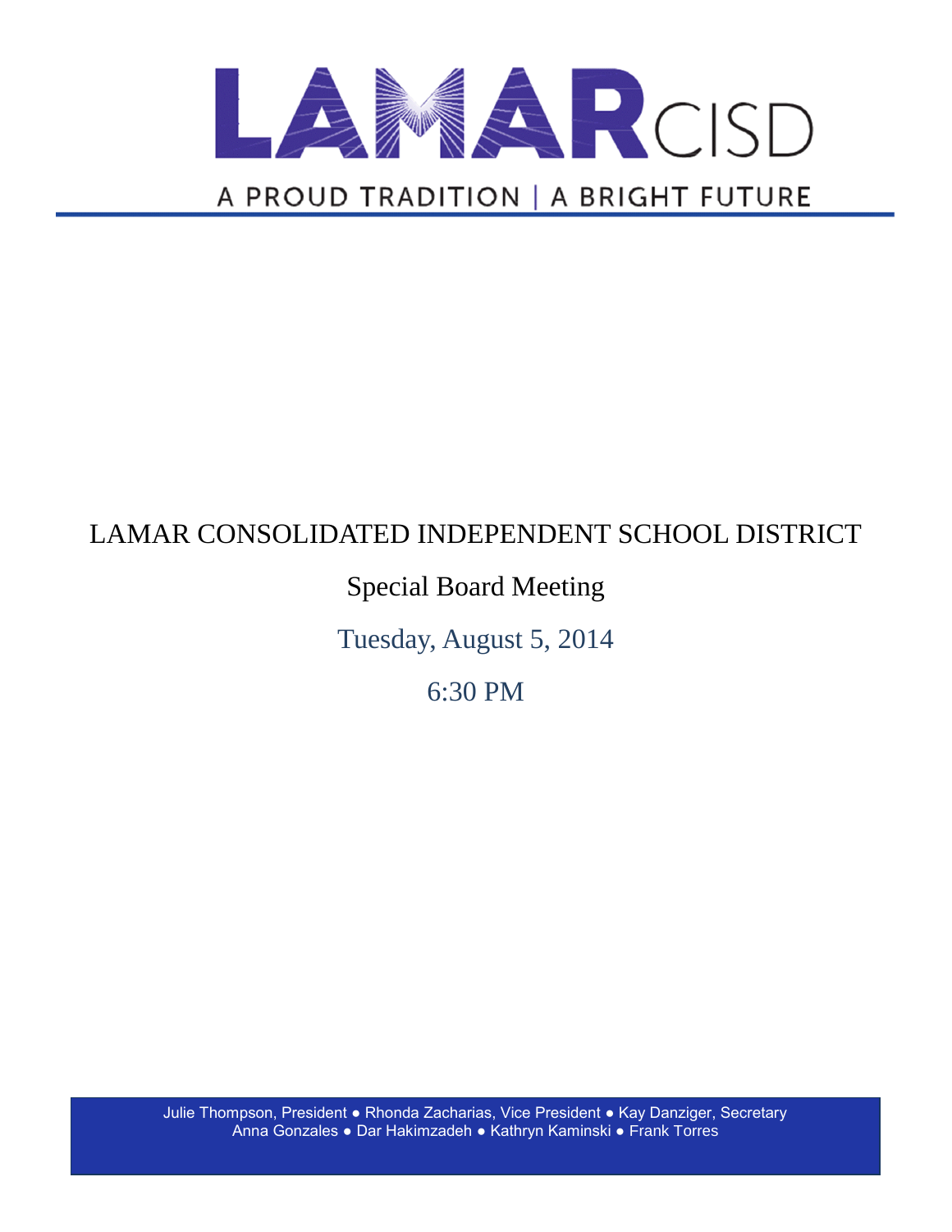# LAMAR CISD

A PROUD TRADITION | A BRIGHT FUTURE

LAMAR CONSOLIDATED INDEPENDENT SCHOOL DISTRICT

Special Board Meeting

Tuesday, August 5, 2014

6:30 PM

Julie Thompson, President ● Rhonda Zacharias, Vice President ● Kay Danziger, Secretary
Anna Gonzales ● Dar Hakimzadeh ● Kathryn Kaminski ● Frank Torres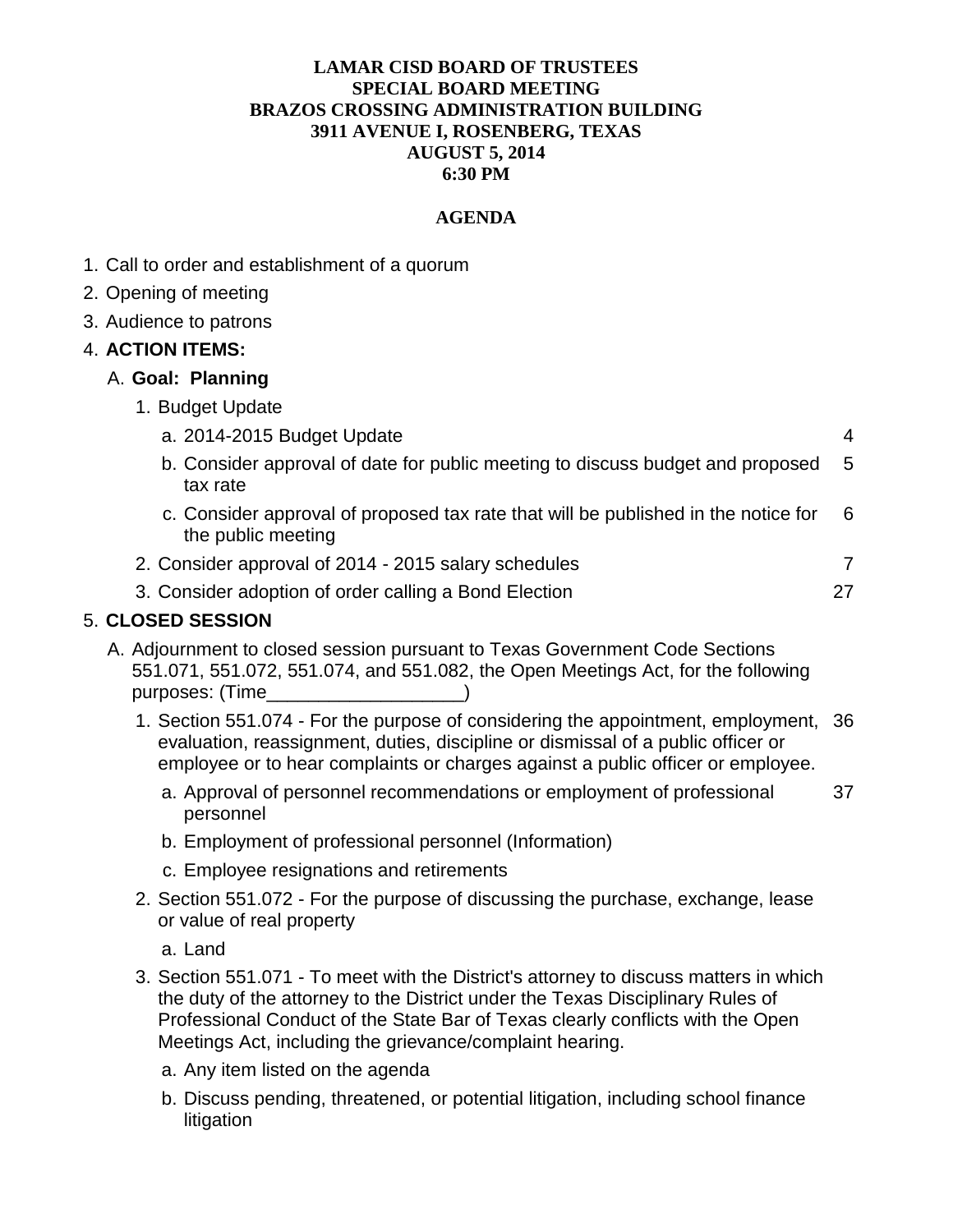**LAMAR CISD BOARD OF TRUSTEES**
**SPECIAL BOARD MEETING**
**BRAZOS CROSSING ADMINISTRATION BUILDING**
**3911 AVENUE I, ROSENBERG, TEXAS**
**AUGUST 5, 2014**
**6:30 PM**

**AGENDA**

1. Call to order and establishment of a quorum
2. Opening of meeting
3. Audience to patrons
4. **ACTION ITEMS:**
   A. **Goal: Planning**
      1. Budget Update
         a. 2014-2015 Budget Update — 4
         b. Consider approval of date for public meeting to discuss budget and proposed tax rate — 5
         c. Consider approval of proposed tax rate that will be published in the notice for the public meeting — 6
      2. Consider approval of 2014 - 2015 salary schedules — 7
      3. Consider adoption of order calling a Bond Election — 27
5. **CLOSED SESSION**
   A. Adjournment to closed session pursuant to Texas Government Code Sections 551.071, 551.072, 551.074, and 551.082, the Open Meetings Act, for the following purposes: (Time___________________)
      1. Section 551.074 - For the purpose of considering the appointment, employment, evaluation, reassignment, duties, discipline or dismissal of a public officer or employee or to hear complaints or charges against a public officer or employee. — 36
         a. Approval of personnel recommendations or employment of professional personnel — 37
         b. Employment of professional personnel (Information)
         c. Employee resignations and retirements
      2. Section 551.072 - For the purpose of discussing the purchase, exchange, lease or value of real property
         a. Land
      3. Section 551.071 - To meet with the District's attorney to discuss matters in which the duty of the attorney to the District under the Texas Disciplinary Rules of Professional Conduct of the State Bar of Texas clearly conflicts with the Open Meetings Act, including the grievance/complaint hearing.
         a. Any item listed on the agenda
         b. Discuss pending, threatened, or potential litigation, including school finance litigation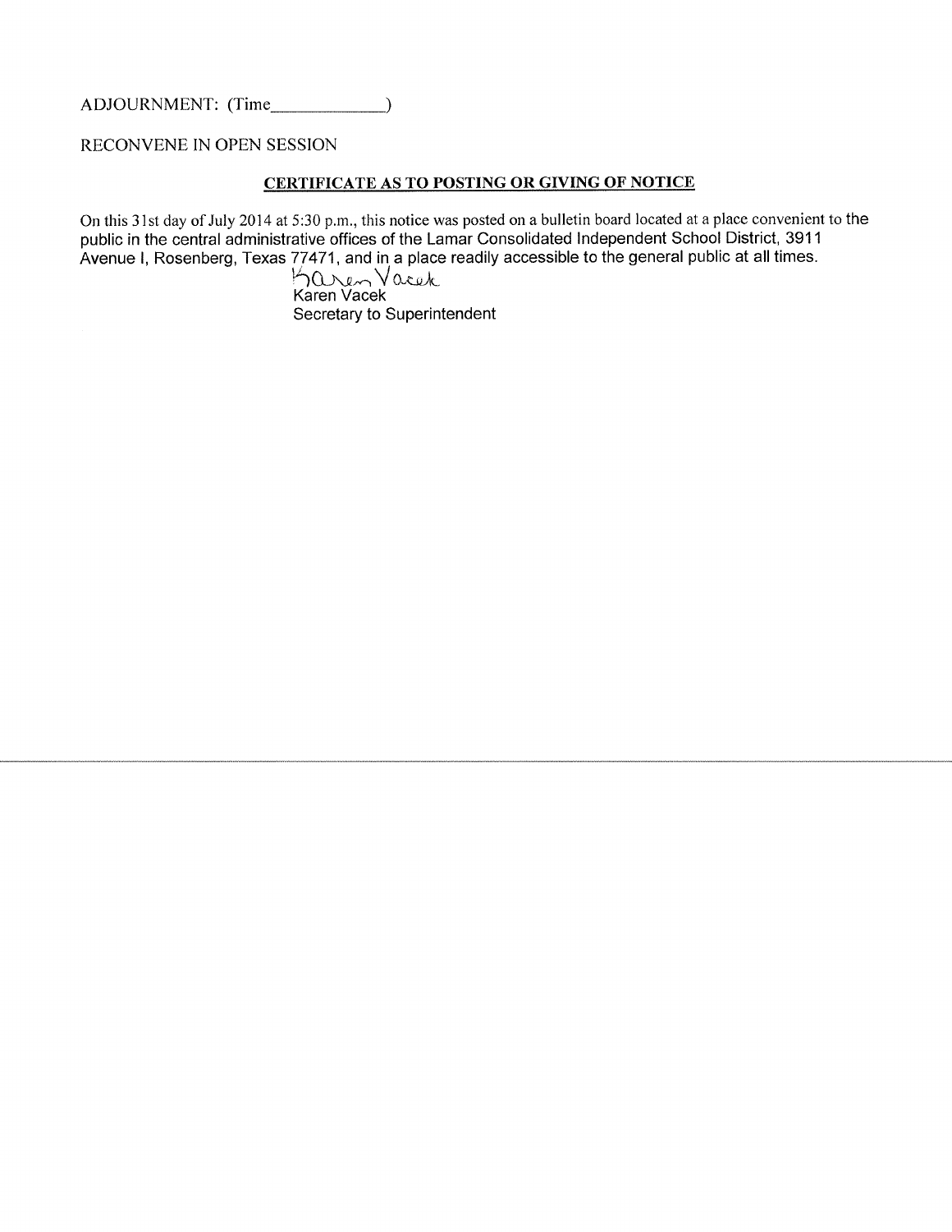ADJOURNMENT: (Time_____________)

RECONVENE IN OPEN SESSION

## CERTIFICATE AS TO POSTING OR GIVING OF NOTICE

On this 31st day of July 2014 at 5:30 p.m., this notice was posted on a bulletin board located at a place convenient to the public in the central administrative offices of the Lamar Consolidated Independent School District, 3911 Avenue I, Rosenberg, Texas 77471, and in a place readily accessible to the general public at all times.

Karen Vacek
Karen Vacek
Secretary to Superintendent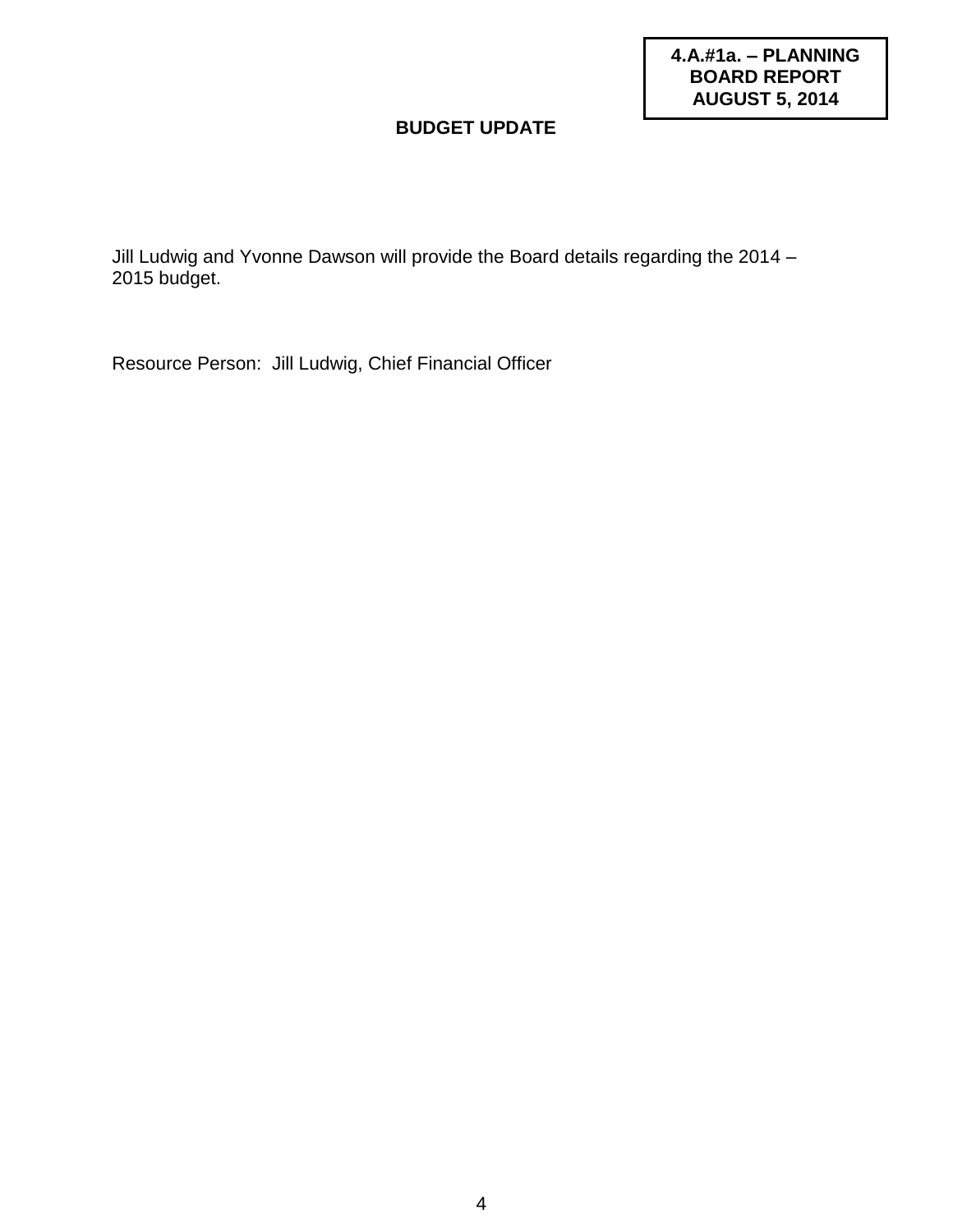**4.A.#1a. – PLANNING BOARD REPORT AUGUST 5, 2014**

# BUDGET UPDATE

Jill Ludwig and Yvonne Dawson will provide the Board details regarding the 2014 – 2015 budget.

Resource Person: Jill Ludwig, Chief Financial Officer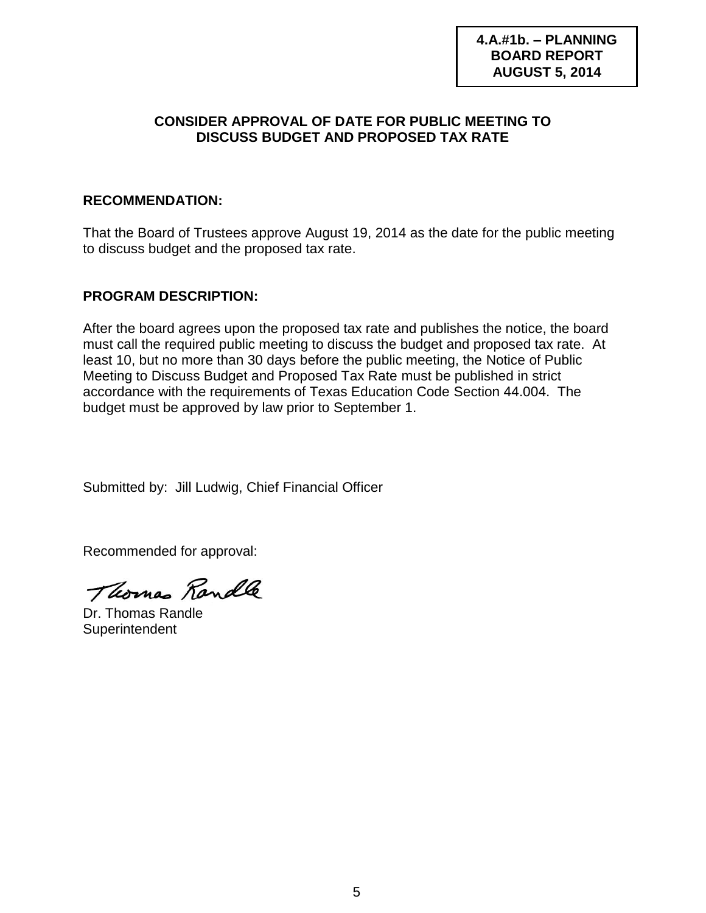**4.A.#1b. – PLANNING BOARD REPORT AUGUST 5, 2014**

## CONSIDER APPROVAL OF DATE FOR PUBLIC MEETING TO DISCUSS BUDGET AND PROPOSED TAX RATE

### RECOMMENDATION:

That the Board of Trustees approve August 19, 2014 as the date for the public meeting to discuss budget and the proposed tax rate.

### PROGRAM DESCRIPTION:

After the board agrees upon the proposed tax rate and publishes the notice, the board must call the required public meeting to discuss the budget and proposed tax rate. At least 10, but no more than 30 days before the public meeting, the Notice of Public Meeting to Discuss Budget and Proposed Tax Rate must be published in strict accordance with the requirements of Texas Education Code Section 44.004. The budget must be approved by law prior to September 1.

Submitted by: Jill Ludwig, Chief Financial Officer

Recommended for approval:

Thomas Randle

Dr. Thomas Randle
Superintendent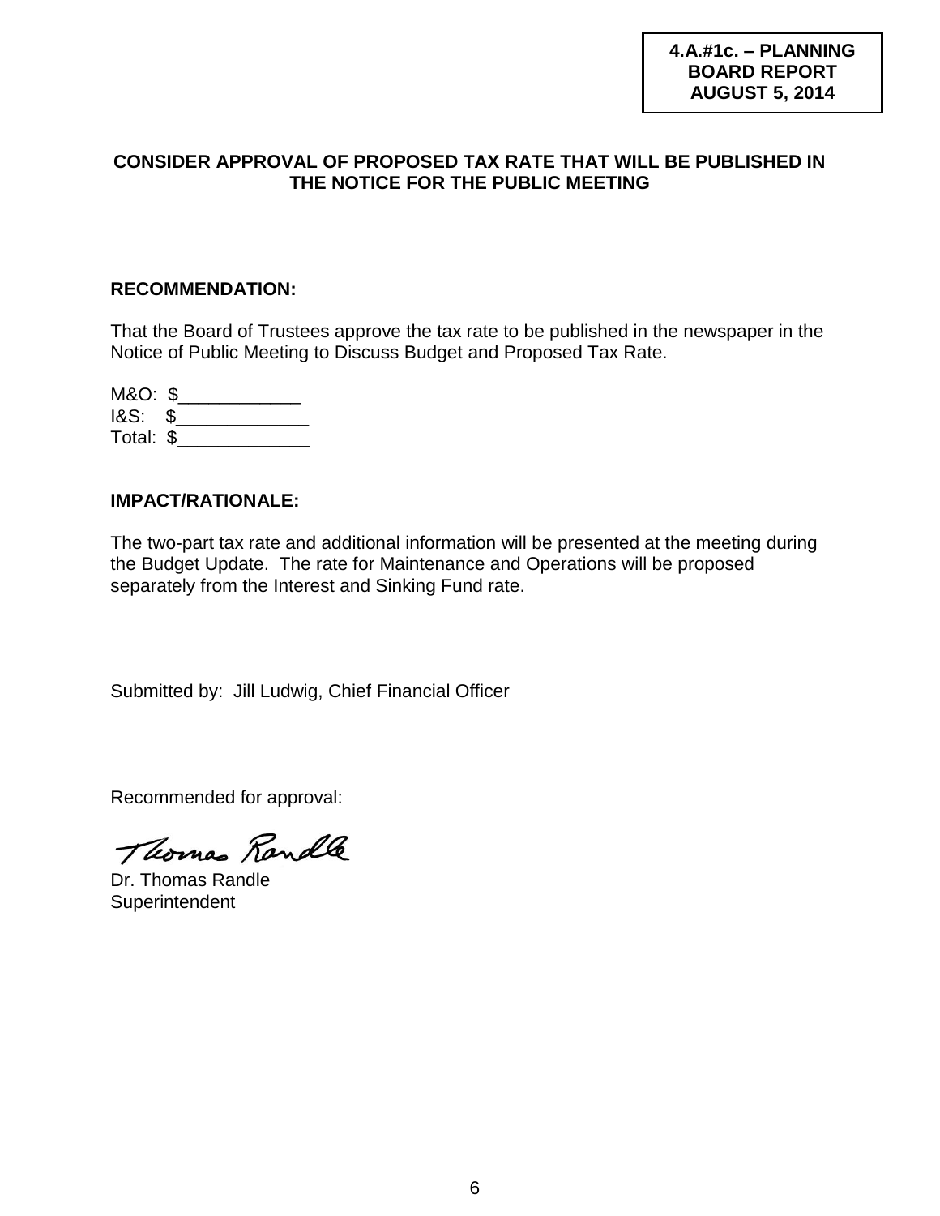**4.A.#1c. – PLANNING BOARD REPORT AUGUST 5, 2014**

## CONSIDER APPROVAL OF PROPOSED TAX RATE THAT WILL BE PUBLISHED IN THE NOTICE FOR THE PUBLIC MEETING

### RECOMMENDATION:

That the Board of Trustees approve the tax rate to be published in the newspaper in the Notice of Public Meeting to Discuss Budget and Proposed Tax Rate.

M&O: $____________
I&S: $_____________
Total: $_____________

### IMPACT/RATIONALE:

The two-part tax rate and additional information will be presented at the meeting during the Budget Update. The rate for Maintenance and Operations will be proposed separately from the Interest and Sinking Fund rate.

Submitted by: Jill Ludwig, Chief Financial Officer

Recommended for approval:

Thomas Randle

Dr. Thomas Randle
Superintendent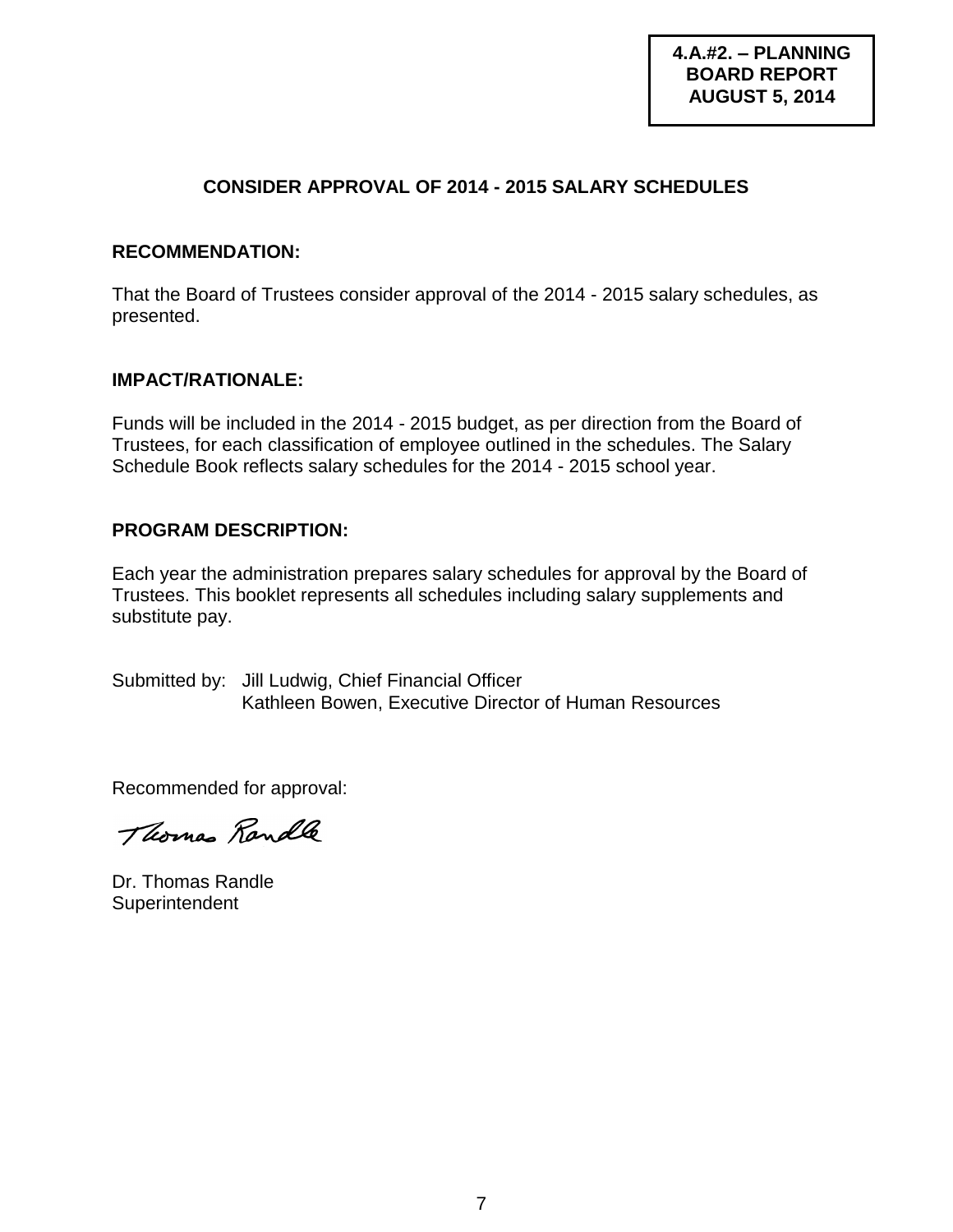**4.A.#2. – PLANNING BOARD REPORT AUGUST 5, 2014**

## CONSIDER APPROVAL OF 2014 - 2015 SALARY SCHEDULES

### RECOMMENDATION:

That the Board of Trustees consider approval of the 2014 - 2015 salary schedules, as presented.

### IMPACT/RATIONALE:

Funds will be included in the 2014 - 2015 budget, as per direction from the Board of Trustees, for each classification of employee outlined in the schedules. The Salary Schedule Book reflects salary schedules for the 2014 - 2015 school year.

### PROGRAM DESCRIPTION:

Each year the administration prepares salary schedules for approval by the Board of Trustees. This booklet represents all schedules including salary supplements and substitute pay.

Submitted by: Jill Ludwig, Chief Financial Officer
Kathleen Bowen, Executive Director of Human Resources

Recommended for approval:

Thomas Randle

Dr. Thomas Randle
Superintendent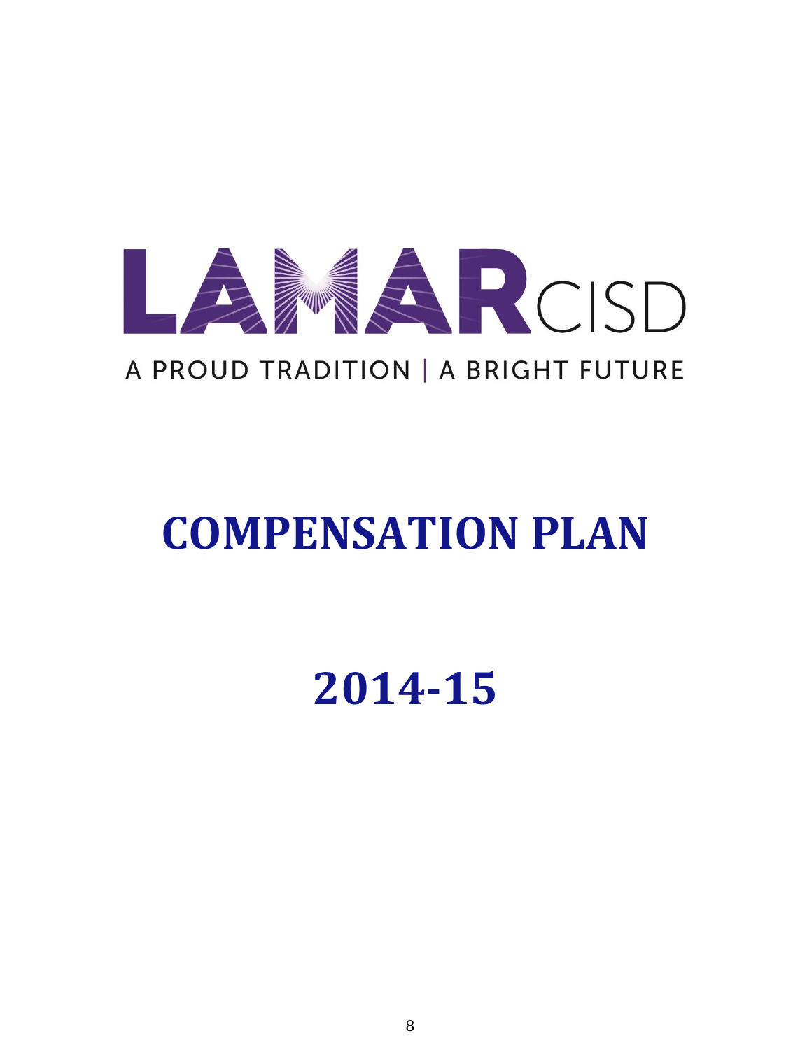LAMAR CISD

A PROUD TRADITION | A BRIGHT FUTURE

# COMPENSATION PLAN

# 2014-15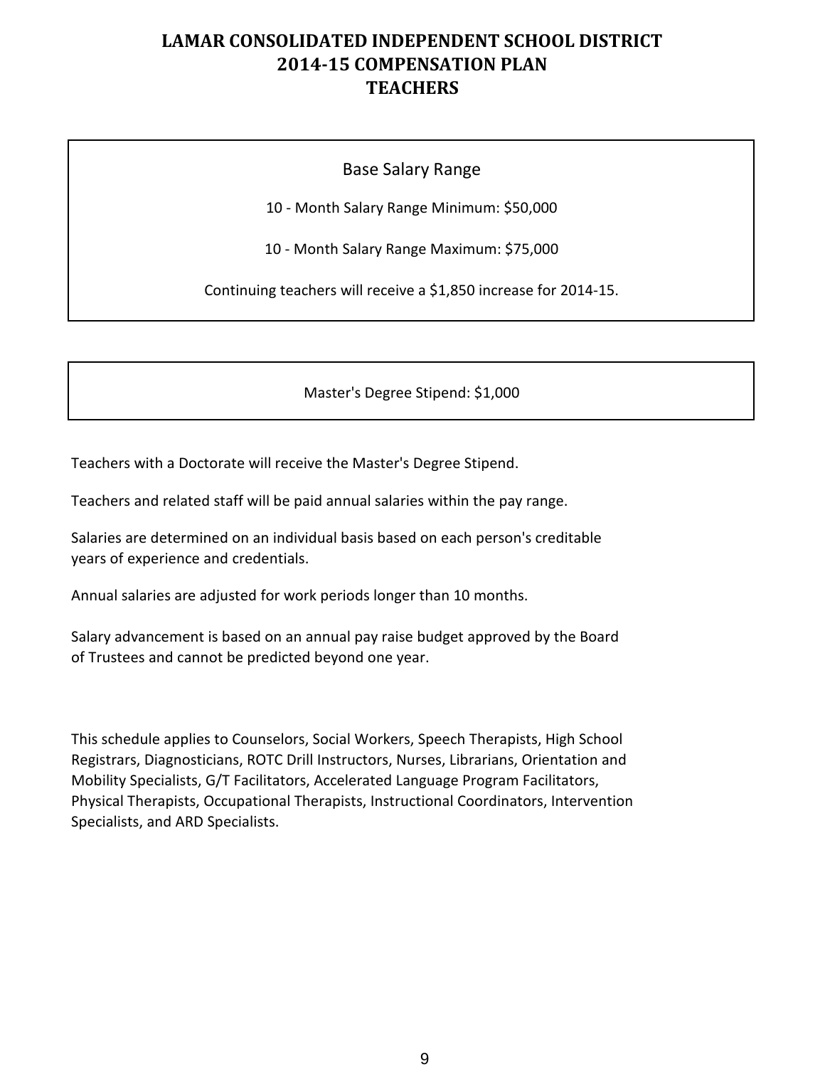# LAMAR CONSOLIDATED INDEPENDENT SCHOOL DISTRICT
# 2014-15 COMPENSATION PLAN
# TEACHERS

Base Salary Range

10 - Month Salary Range Minimum: $50,000

10 - Month Salary Range Maximum: $75,000

Continuing teachers will receive a $1,850 increase for 2014-15.

Master's Degree Stipend: $1,000

Teachers with a Doctorate will receive the Master's Degree Stipend.

Teachers and related staff will be paid annual salaries within the pay range.

Salaries are determined on an individual basis based on each person's creditable years of experience and credentials.

Annual salaries are adjusted for work periods longer than 10 months.

Salary advancement is based on an annual pay raise budget approved by the Board of Trustees and cannot be predicted beyond one year.

This schedule applies to Counselors, Social Workers, Speech Therapists, High School Registrars, Diagnosticians, ROTC Drill Instructors, Nurses, Librarians, Orientation and Mobility Specialists, G/T Facilitators, Accelerated Language Program Facilitators, Physical Therapists, Occupational Therapists, Instructional Coordinators, Intervention Specialists, and ARD Specialists.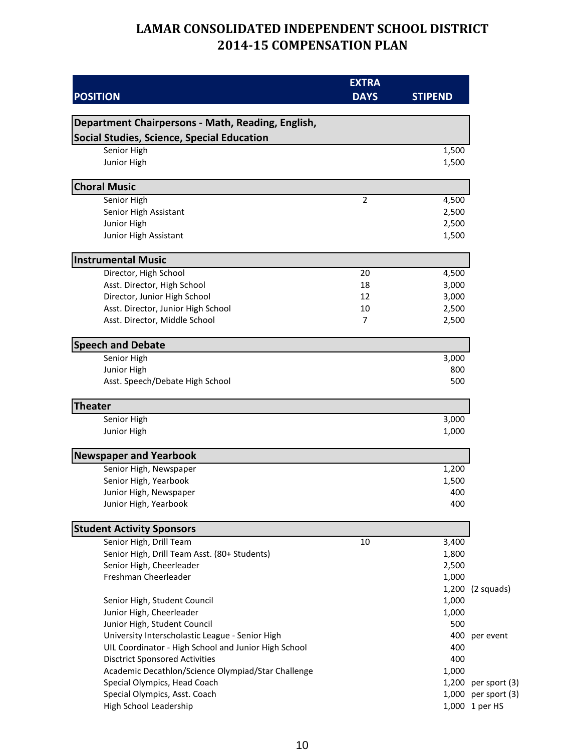# LAMAR CONSOLIDATED INDEPENDENT SCHOOL DISTRICT
# 2014-15 COMPENSATION PLAN

| POSITION | EXTRA DAYS | STIPEND | |
|---|---|---|---|
| **Department Chairpersons - Math, Reading, English, Social Studies, Science, Special Education** | | | |
| Senior High | | 1,500 | |
| Junior High | | 1,500 | |
| **Choral Music** | | | |
| Senior High | 2 | 4,500 | |
| Senior High Assistant | | 2,500 | |
| Junior High | | 2,500 | |
| Junior High Assistant | | 1,500 | |
| **Instrumental Music** | | | |
| Director, High School | 20 | 4,500 | |
| Asst. Director, High School | 18 | 3,000 | |
| Director, Junior High School | 12 | 3,000 | |
| Asst. Director, Junior High School | 10 | 2,500 | |
| Asst. Director, Middle School | 7 | 2,500 | |
| **Speech and Debate** | | | |
| Senior High | | 3,000 | |
| Junior High | | 800 | |
| Asst. Speech/Debate High School | | 500 | |
| **Theater** | | | |
| Senior High | | 3,000 | |
| Junior High | | 1,000 | |
| **Newspaper and Yearbook** | | | |
| Senior High, Newspaper | | 1,200 | |
| Senior High, Yearbook | | 1,500 | |
| Junior High, Newspaper | | 400 | |
| Junior High, Yearbook | | 400 | |
| **Student Activity Sponsors** | | | |
| Senior High, Drill Team | 10 | 3,400 | |
| Senior High, Drill Team Asst. (80+ Students) | | 1,800 | |
| Senior High, Cheerleader | | 2,500 | |
| Freshman Cheerleader | | 1,000 | |
| | | 1,200 | (2 squads) |
| Senior High, Student Council | | 1,000 | |
| Junior High, Cheerleader | | 1,000 | |
| Junior High, Student Council | | 500 | |
| University Interscholastic League - Senior High | | 400 | per event |
| UIL Coordinator - High School and Junior High School | | 400 | |
| Disctrict Sponsored Activities | | 400 | |
| Academic Decathlon/Science Olympiad/Star Challenge | | 1,000 | |
| Special Olympics, Head Coach | | 1,200 | per sport (3) |
| Special Olympics, Asst. Coach | | 1,000 | per sport (3) |
| High School Leadership | | 1,000 | 1 per HS |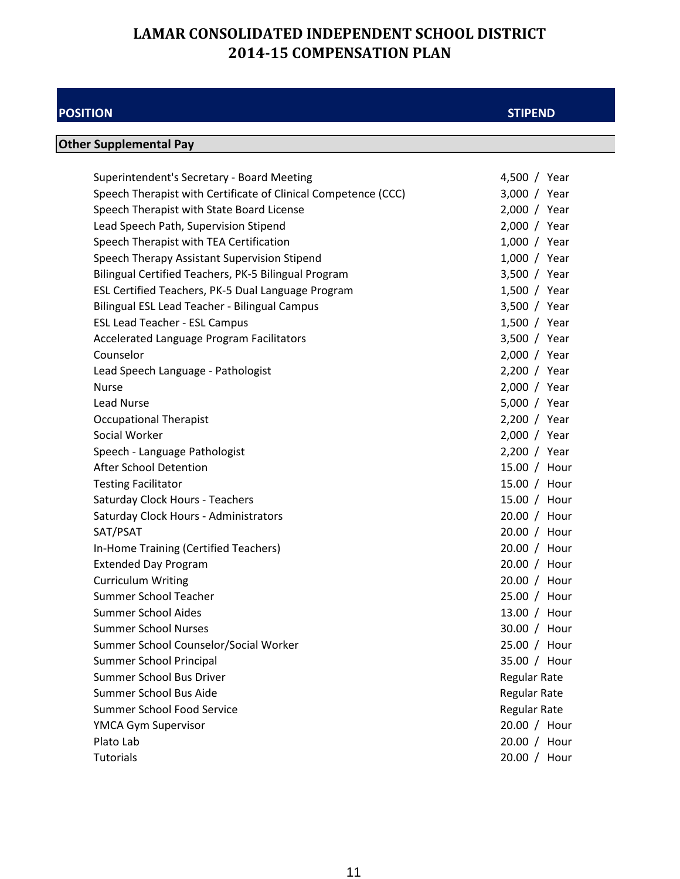# LAMAR CONSOLIDATED INDEPENDENT SCHOOL DISTRICT
# 2014-15 COMPENSATION PLAN

| POSITION | STIPEND |
|---|---|
| **Other Supplemental Pay** | |
| Superintendent's Secretary - Board Meeting | 4,500 / Year |
| Speech Therapist with Certificate of Clinical Competence (CCC) | 3,000 / Year |
| Speech Therapist with State Board License | 2,000 / Year |
| Lead Speech Path, Supervision Stipend | 2,000 / Year |
| Speech Therapist with TEA Certification | 1,000 / Year |
| Speech Therapy Assistant Supervision Stipend | 1,000 / Year |
| Bilingual Certified Teachers, PK-5 Bilingual Program | 3,500 / Year |
| ESL Certified Teachers, PK-5 Dual Language Program | 1,500 / Year |
| Bilingual ESL Lead Teacher - Bilingual Campus | 3,500 / Year |
| ESL Lead Teacher - ESL Campus | 1,500 / Year |
| Accelerated Language Program Facilitators | 3,500 / Year |
| Counselor | 2,000 / Year |
| Lead Speech Language - Pathologist | 2,200 / Year |
| Nurse | 2,000 / Year |
| Lead Nurse | 5,000 / Year |
| Occupational Therapist | 2,200 / Year |
| Social Worker | 2,000 / Year |
| Speech - Language Pathologist | 2,200 / Year |
| After School Detention | 15.00 / Hour |
| Testing Facilitator | 15.00 / Hour |
| Saturday Clock Hours - Teachers | 15.00 / Hour |
| Saturday Clock Hours - Administrators | 20.00 / Hour |
| SAT/PSAT | 20.00 / Hour |
| In-Home Training (Certified Teachers) | 20.00 / Hour |
| Extended Day Program | 20.00 / Hour |
| Curriculum Writing | 20.00 / Hour |
| Summer School Teacher | 25.00 / Hour |
| Summer School Aides | 13.00 / Hour |
| Summer School Nurses | 30.00 / Hour |
| Summer School Counselor/Social Worker | 25.00 / Hour |
| Summer School Principal | 35.00 / Hour |
| Summer School Bus Driver | Regular Rate |
| Summer School Bus Aide | Regular Rate |
| Summer School Food Service | Regular Rate |
| YMCA Gym Supervisor | 20.00 / Hour |
| Plato Lab | 20.00 / Hour |
| Tutorials | 20.00 / Hour |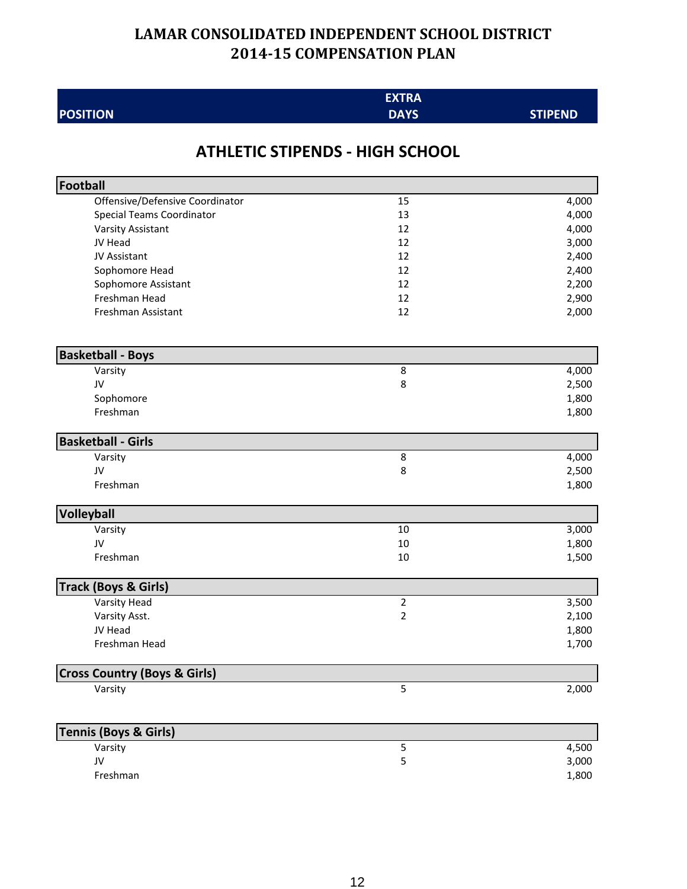# LAMAR CONSOLIDATED INDEPENDENT SCHOOL DISTRICT
# 2014-15 COMPENSATION PLAN

## ATHLETIC STIPENDS - HIGH SCHOOL

| POSITION | EXTRA DAYS | STIPEND |
|---|---|---|
| **Football** | | |
| Offensive/Defensive Coordinator | 15 | 4,000 |
| Special Teams Coordinator | 13 | 4,000 |
| Varsity Assistant | 12 | 4,000 |
| JV Head | 12 | 3,000 |
| JV Assistant | 12 | 2,400 |
| Sophomore Head | 12 | 2,400 |
| Sophomore Assistant | 12 | 2,200 |
| Freshman Head | 12 | 2,900 |
| Freshman Assistant | 12 | 2,000 |
| **Basketball - Boys** | | |
| Varsity | 8 | 4,000 |
| JV | 8 | 2,500 |
| Sophomore | | 1,800 |
| Freshman | | 1,800 |
| **Basketball - Girls** | | |
| Varsity | 8 | 4,000 |
| JV | 8 | 2,500 |
| Freshman | | 1,800 |
| **Volleyball** | | |
| Varsity | 10 | 3,000 |
| JV | 10 | 1,800 |
| Freshman | 10 | 1,500 |
| **Track (Boys & Girls)** | | |
| Varsity Head | 2 | 3,500 |
| Varsity Asst. | 2 | 2,100 |
| JV Head | | 1,800 |
| Freshman Head | | 1,700 |
| **Cross Country (Boys & Girls)** | | |
| Varsity | 5 | 2,000 |
| **Tennis (Boys & Girls)** | | |
| Varsity | 5 | 4,500 |
| JV | 5 | 3,000 |
| Freshman | | 1,800 |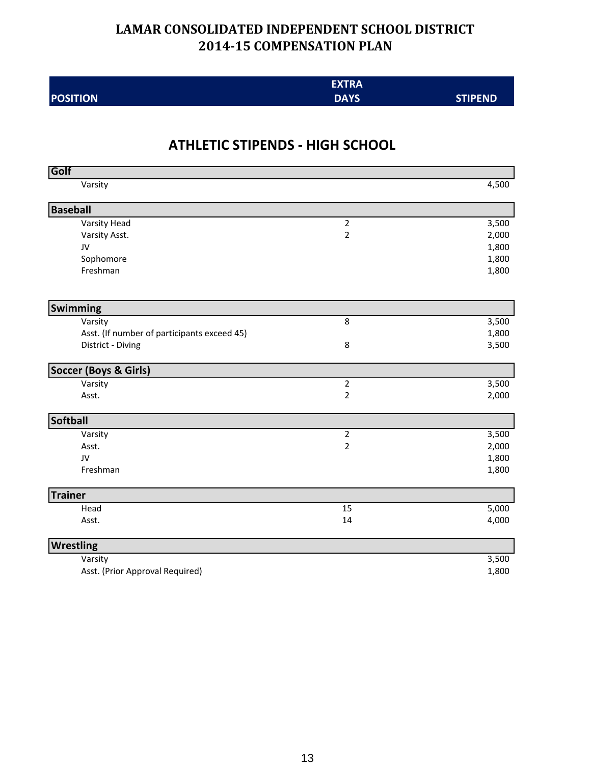# LAMAR CONSOLIDATED INDEPENDENT SCHOOL DISTRICT
# 2014-15 COMPENSATION PLAN

## ATHLETIC STIPENDS - HIGH SCHOOL

| POSITION | EXTRA DAYS | STIPEND |
|---|---|---|
| **Golf** | | |
| Varsity | | 4,500 |
| **Baseball** | | |
| Varsity Head | 2 | 3,500 |
| Varsity Asst. | 2 | 2,000 |
| JV | | 1,800 |
| Sophomore | | 1,800 |
| Freshman | | 1,800 |
| **Swimming** | | |
| Varsity | 8 | 3,500 |
| Asst. (If number of participants exceed 45) | | 1,800 |
| District - Diving | 8 | 3,500 |
| **Soccer (Boys & Girls)** | | |
| Varsity | 2 | 3,500 |
| Asst. | 2 | 2,000 |
| **Softball** | | |
| Varsity | 2 | 3,500 |
| Asst. | 2 | 2,000 |
| JV | | 1,800 |
| Freshman | | 1,800 |
| **Trainer** | | |
| Head | 15 | 5,000 |
| Asst. | 14 | 4,000 |
| **Wrestling** | | |
| Varsity | | 3,500 |
| Asst. (Prior Approval Required) | | 1,800 |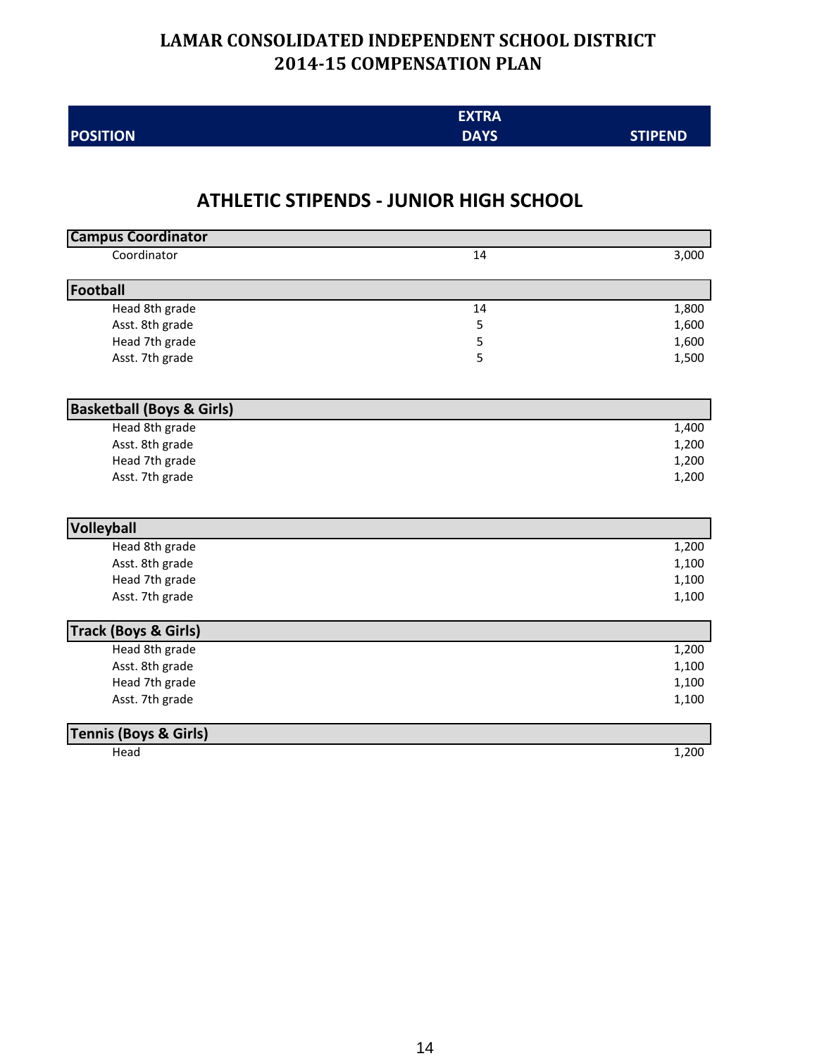# LAMAR CONSOLIDATED INDEPENDENT SCHOOL DISTRICT
# 2014-15 COMPENSATION PLAN

## ATHLETIC STIPENDS - JUNIOR HIGH SCHOOL

| POSITION | EXTRA DAYS | STIPEND |
|---|---|---|
| **Campus Coordinator** | | |
| Coordinator | 14 | 3,000 |
| **Football** | | |
| Head 8th grade | 14 | 1,800 |
| Asst. 8th grade | 5 | 1,600 |
| Head 7th grade | 5 | 1,600 |
| Asst. 7th grade | 5 | 1,500 |
| **Basketball (Boys & Girls)** | | |
| Head 8th grade | | 1,400 |
| Asst. 8th grade | | 1,200 |
| Head 7th grade | | 1,200 |
| Asst. 7th grade | | 1,200 |
| **Volleyball** | | |
| Head 8th grade | | 1,200 |
| Asst. 8th grade | | 1,100 |
| Head 7th grade | | 1,100 |
| Asst. 7th grade | | 1,100 |
| **Track (Boys & Girls)** | | |
| Head 8th grade | | 1,200 |
| Asst. 8th grade | | 1,100 |
| Head 7th grade | | 1,100 |
| Asst. 7th grade | | 1,100 |
| **Tennis (Boys & Girls)** | | |
| Head | | 1,200 |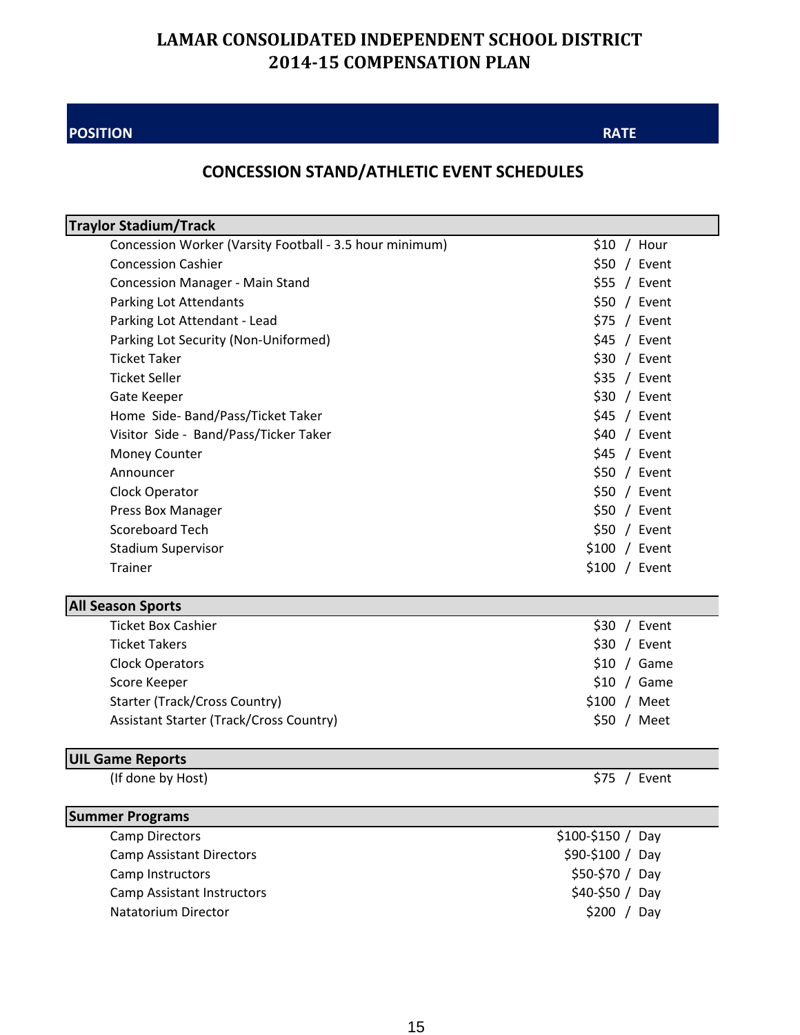# LAMAR CONSOLIDATED INDEPENDENT SCHOOL DISTRICT
# 2014-15 COMPENSATION PLAN

| POSITION | RATE |
|---|---|

## CONCESSION STAND/ATHLETIC EVENT SCHEDULES

| Traylor Stadium/Track | |
|---|---|
| Concession Worker (Varsity Football - 3.5 hour minimum) | $10 / Hour |
| Concession Cashier | $50 / Event |
| Concession Manager - Main Stand | $55 / Event |
| Parking Lot Attendants | $50 / Event |
| Parking Lot Attendant - Lead | $75 / Event |
| Parking Lot Security (Non-Uniformed) | $45 / Event |
| Ticket Taker | $30 / Event |
| Ticket Seller | $35 / Event |
| Gate Keeper | $30 / Event |
| Home Side- Band/Pass/Ticket Taker | $45 / Event |
| Visitor Side - Band/Pass/Ticker Taker | $40 / Event |
| Money Counter | $45 / Event |
| Announcer | $50 / Event |
| Clock Operator | $50 / Event |
| Press Box Manager | $50 / Event |
| Scoreboard Tech | $50 / Event |
| Stadium Supervisor | $100 / Event |
| Trainer | $100 / Event |

| All Season Sports | |
|---|---|
| Ticket Box Cashier | $30 / Event |
| Ticket Takers | $30 / Event |
| Clock Operators | $10 / Game |
| Score Keeper | $10 / Game |
| Starter (Track/Cross Country) | $100 / Meet |
| Assistant Starter (Track/Cross Country) | $50 / Meet |

| UIL Game Reports | |
|---|---|
| (If done by Host) | $75 / Event |

| Summer Programs | |
|---|---|
| Camp Directors | $100-$150 / Day |
| Camp Assistant Directors | $90-$100 / Day |
| Camp Instructors | $50-$70 / Day |
| Camp Assistant Instructors | $40-$50 / Day |
| Natatorium Director | $200 / Day |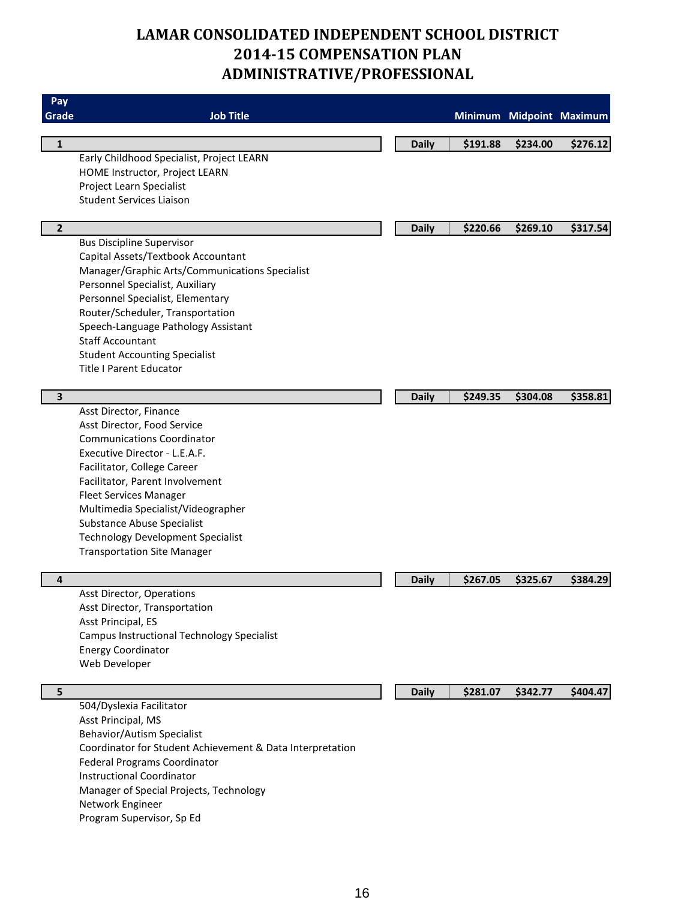# LAMAR CONSOLIDATED INDEPENDENT SCHOOL DISTRICT
# 2014-15 COMPENSATION PLAN
# ADMINISTRATIVE/PROFESSIONAL

| Pay Grade | Job Title | | Minimum | Midpoint | Maximum |
|---|---|---|---|---|---|
| **1** | | **Daily** | **$191.88** | **$234.00** | **$276.12** |
| | Early Childhood Specialist, Project LEARN | | | | |
| | HOME Instructor, Project LEARN | | | | |
| | Project Learn Specialist | | | | |
| | Student Services Liaison | | | | |
| **2** | | **Daily** | **$220.66** | **$269.10** | **$317.54** |
| | Bus Discipline Supervisor | | | | |
| | Capital Assets/Textbook Accountant | | | | |
| | Manager/Graphic Arts/Communications Specialist | | | | |
| | Personnel Specialist, Auxiliary | | | | |
| | Personnel Specialist, Elementary | | | | |
| | Router/Scheduler, Transportation | | | | |
| | Speech-Language Pathology Assistant | | | | |
| | Staff Accountant | | | | |
| | Student Accounting Specialist | | | | |
| | Title I Parent Educator | | | | |
| **3** | | **Daily** | **$249.35** | **$304.08** | **$358.81** |
| | Asst Director, Finance | | | | |
| | Asst Director, Food Service | | | | |
| | Communications Coordinator | | | | |
| | Executive Director - L.E.A.F. | | | | |
| | Facilitator, College Career | | | | |
| | Facilitator, Parent Involvement | | | | |
| | Fleet Services Manager | | | | |
| | Multimedia Specialist/Videographer | | | | |
| | Substance Abuse Specialist | | | | |
| | Technology Development Specialist | | | | |
| | Transportation Site Manager | | | | |
| **4** | | **Daily** | **$267.05** | **$325.67** | **$384.29** |
| | Asst Director, Operations | | | | |
| | Asst Director, Transportation | | | | |
| | Asst Principal, ES | | | | |
| | Campus Instructional Technology Specialist | | | | |
| | Energy Coordinator | | | | |
| | Web Developer | | | | |
| **5** | | **Daily** | **$281.07** | **$342.77** | **$404.47** |
| | 504/Dyslexia Facilitator | | | | |
| | Asst Principal, MS | | | | |
| | Behavior/Autism Specialist | | | | |
| | Coordinator for Student Achievement & Data Interpretation | | | | |
| | Federal Programs Coordinator | | | | |
| | Instructional Coordinator | | | | |
| | Manager of Special Projects, Technology | | | | |
| | Network Engineer | | | | |
| | Program Supervisor, Sp Ed | | | | |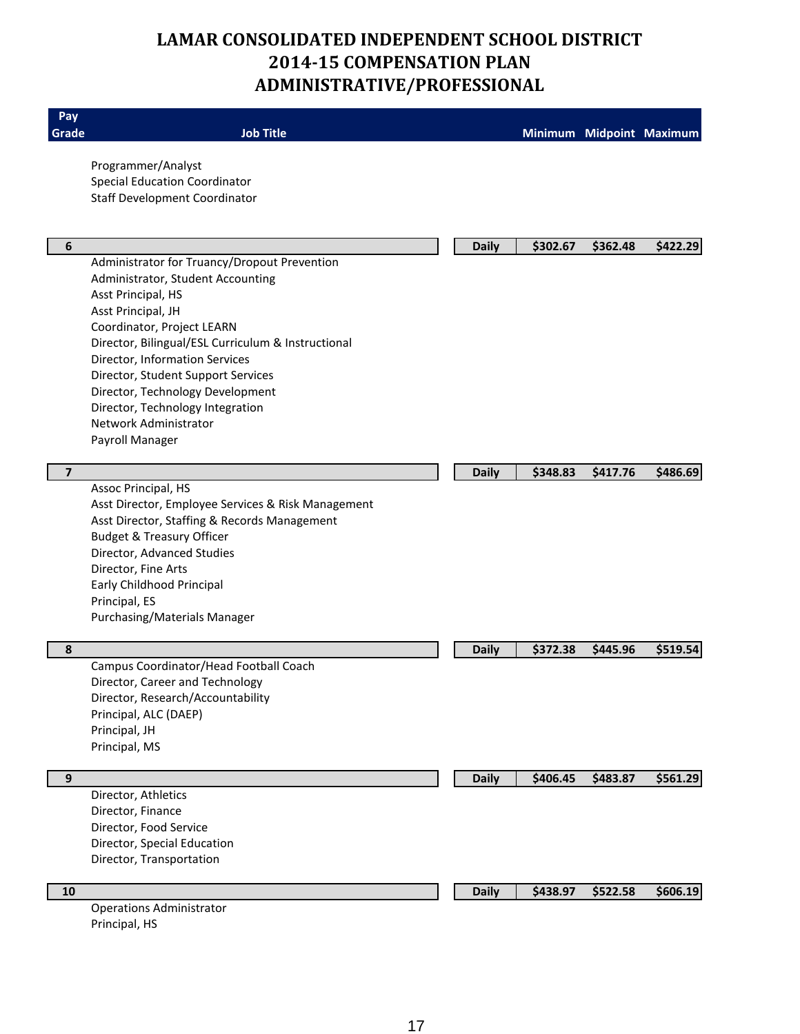# LAMAR CONSOLIDATED INDEPENDENT SCHOOL DISTRICT
# 2014-15 COMPENSATION PLAN
# ADMINISTRATIVE/PROFESSIONAL

| Pay Grade | Job Title | | Minimum | Midpoint | Maximum |
|---|---|---|---|---|---|
| | Programmer/Analyst | | | | |
| | Special Education Coordinator | | | | |
| | Staff Development Coordinator | | | | |
| **6** | | **Daily** | **$302.67** | **$362.48** | **$422.29** |
| | Administrator for Truancy/Dropout Prevention | | | | |
| | Administrator, Student Accounting | | | | |
| | Asst Principal, HS | | | | |
| | Asst Principal, JH | | | | |
| | Coordinator, Project LEARN | | | | |
| | Director, Bilingual/ESL Curriculum & Instructional | | | | |
| | Director, Information Services | | | | |
| | Director, Student Support Services | | | | |
| | Director, Technology Development | | | | |
| | Director, Technology Integration | | | | |
| | Network Administrator | | | | |
| | Payroll Manager | | | | |
| **7** | | **Daily** | **$348.83** | **$417.76** | **$486.69** |
| | Assoc Principal, HS | | | | |
| | Asst Director, Employee Services & Risk Management | | | | |
| | Asst Director, Staffing & Records Management | | | | |
| | Budget & Treasury Officer | | | | |
| | Director, Advanced Studies | | | | |
| | Director, Fine Arts | | | | |
| | Early Childhood Principal | | | | |
| | Principal, ES | | | | |
| | Purchasing/Materials Manager | | | | |
| **8** | | **Daily** | **$372.38** | **$445.96** | **$519.54** |
| | Campus Coordinator/Head Football Coach | | | | |
| | Director, Career and Technology | | | | |
| | Director, Research/Accountability | | | | |
| | Principal, ALC (DAEP) | | | | |
| | Principal, JH | | | | |
| | Principal, MS | | | | |
| **9** | | **Daily** | **$406.45** | **$483.87** | **$561.29** |
| | Director, Athletics | | | | |
| | Director, Finance | | | | |
| | Director, Food Service | | | | |
| | Director, Special Education | | | | |
| | Director, Transportation | | | | |
| **10** | | **Daily** | **$438.97** | **$522.58** | **$606.19** |
| | Operations Administrator | | | | |
| | Principal, HS | | | | |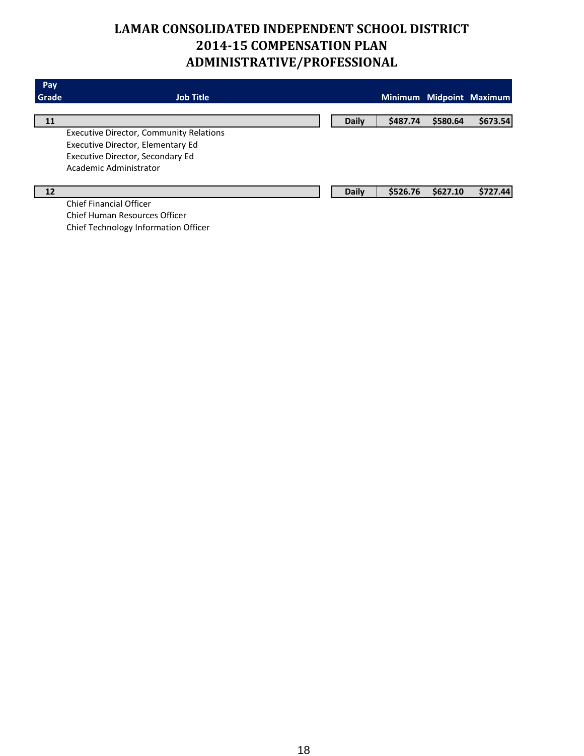# LAMAR CONSOLIDATED INDEPENDENT SCHOOL DISTRICT
# 2014-15 COMPENSATION PLAN
# ADMINISTRATIVE/PROFESSIONAL

| Pay Grade | Job Title | | Minimum | Midpoint | Maximum |
|---|---|---|---|---|---|
| **11** | | **Daily** | **$487.74** | **$580.64** | **$673.54** |
| | Executive Director, Community Relations | | | | |
| | Executive Director, Elementary Ed | | | | |
| | Executive Director, Secondary Ed | | | | |
| | Academic Administrator | | | | |
| **12** | | **Daily** | **$526.76** | **$627.10** | **$727.44** |
| | Chief Financial Officer | | | | |
| | Chief Human Resources Officer | | | | |
| | Chief Technology Information Officer | | | | |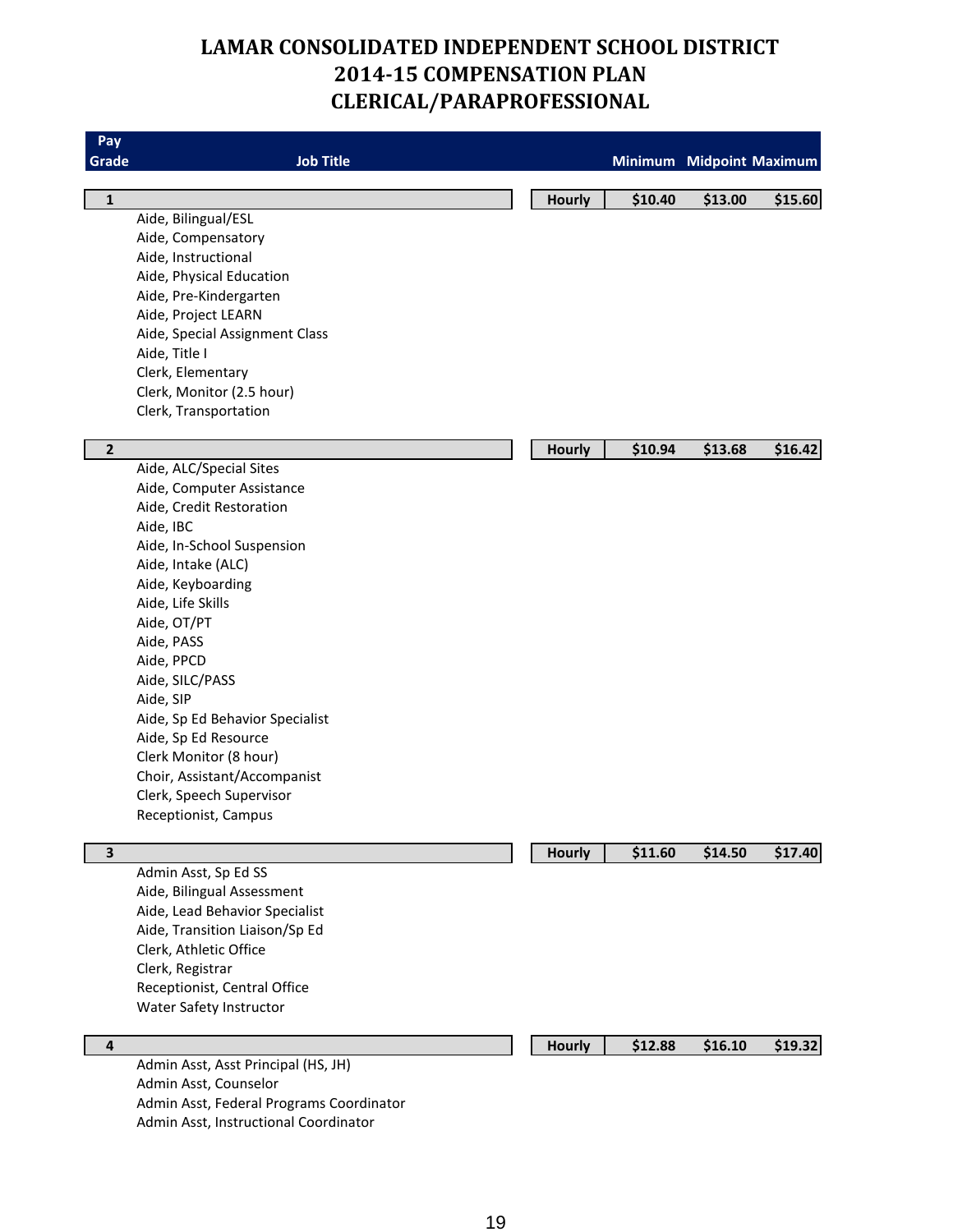# LAMAR CONSOLIDATED INDEPENDENT SCHOOL DISTRICT
# 2014-15 COMPENSATION PLAN
# CLERICAL/PARAPROFESSIONAL

| Pay Grade | Job Title | | Minimum | Midpoint | Maximum |
|---|---|---|---|---|---|
| **1** | | **Hourly** | **$10.40** | **$13.00** | **$15.60** |
| | Aide, Bilingual/ESL | | | | |
| | Aide, Compensatory | | | | |
| | Aide, Instructional | | | | |
| | Aide, Physical Education | | | | |
| | Aide, Pre-Kindergarten | | | | |
| | Aide, Project LEARN | | | | |
| | Aide, Special Assignment Class | | | | |
| | Aide, Title I | | | | |
| | Clerk, Elementary | | | | |
| | Clerk, Monitor (2.5 hour) | | | | |
| | Clerk, Transportation | | | | |
| **2** | | **Hourly** | **$10.94** | **$13.68** | **$16.42** |
| | Aide, ALC/Special Sites | | | | |
| | Aide, Computer Assistance | | | | |
| | Aide, Credit Restoration | | | | |
| | Aide, IBC | | | | |
| | Aide, In-School Suspension | | | | |
| | Aide, Intake (ALC) | | | | |
| | Aide, Keyboarding | | | | |
| | Aide, Life Skills | | | | |
| | Aide, OT/PT | | | | |
| | Aide, PASS | | | | |
| | Aide, PPCD | | | | |
| | Aide, SILC/PASS | | | | |
| | Aide, SIP | | | | |
| | Aide, Sp Ed Behavior Specialist | | | | |
| | Aide, Sp Ed Resource | | | | |
| | Clerk Monitor (8 hour) | | | | |
| | Choir, Assistant/Accompanist | | | | |
| | Clerk, Speech Supervisor | | | | |
| | Receptionist, Campus | | | | |
| **3** | | **Hourly** | **$11.60** | **$14.50** | **$17.40** |
| | Admin Asst, Sp Ed SS | | | | |
| | Aide, Bilingual Assessment | | | | |
| | Aide, Lead Behavior Specialist | | | | |
| | Aide, Transition Liaison/Sp Ed | | | | |
| | Clerk, Athletic Office | | | | |
| | Clerk, Registrar | | | | |
| | Receptionist, Central Office | | | | |
| | Water Safety Instructor | | | | |
| **4** | | **Hourly** | **$12.88** | **$16.10** | **$19.32** |
| | Admin Asst, Asst Principal (HS, JH) | | | | |
| | Admin Asst, Counselor | | | | |
| | Admin Asst, Federal Programs Coordinator | | | | |
| | Admin Asst, Instructional Coordinator | | | | |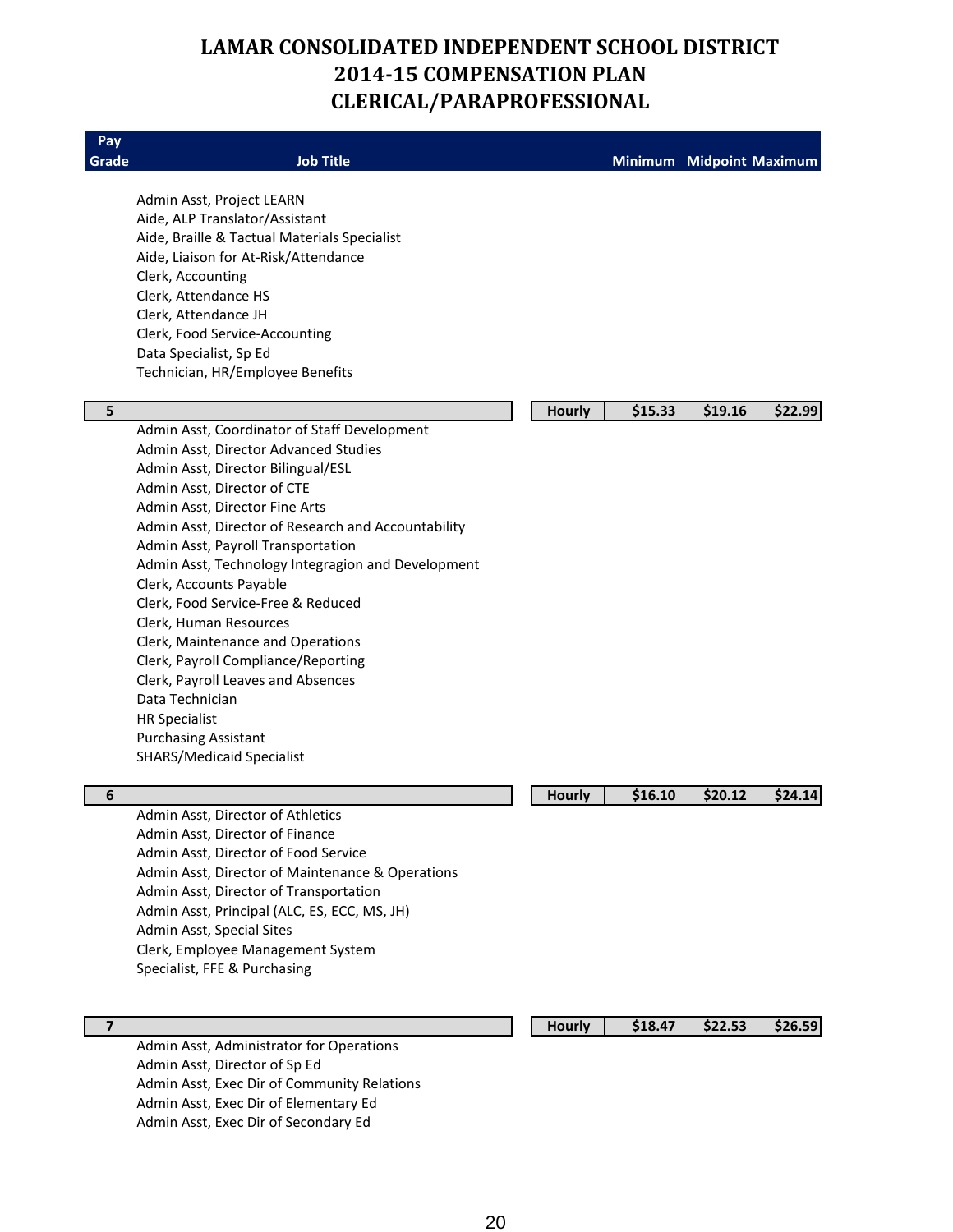# LAMAR CONSOLIDATED INDEPENDENT SCHOOL DISTRICT
# 2014-15 COMPENSATION PLAN
# CLERICAL/PARAPROFESSIONAL

| Pay Grade | Job Title | | Minimum | Midpoint | Maximum |
|---|---|---|---|---|---|
| | Admin Asst, Project LEARN | | | | |
| | Aide, ALP Translator/Assistant | | | | |
| | Aide, Braille & Tactual Materials Specialist | | | | |
| | Aide, Liaison for At-Risk/Attendance | | | | |
| | Clerk, Accounting | | | | |
| | Clerk, Attendance HS | | | | |
| | Clerk, Attendance JH | | | | |
| | Clerk, Food Service-Accounting | | | | |
| | Data Specialist, Sp Ed | | | | |
| | Technician, HR/Employee Benefits | | | | |
| **5** | | **Hourly** | **$15.33** | **$19.16** | **$22.99** |
| | Admin Asst, Coordinator of Staff Development | | | | |
| | Admin Asst, Director Advanced Studies | | | | |
| | Admin Asst, Director Bilingual/ESL | | | | |
| | Admin Asst, Director of CTE | | | | |
| | Admin Asst, Director Fine Arts | | | | |
| | Admin Asst, Director of Research and Accountability | | | | |
| | Admin Asst, Payroll Transportation | | | | |
| | Admin Asst, Technology Integragion and Development | | | | |
| | Clerk, Accounts Payable | | | | |
| | Clerk, Food Service-Free & Reduced | | | | |
| | Clerk, Human Resources | | | | |
| | Clerk, Maintenance and Operations | | | | |
| | Clerk, Payroll Compliance/Reporting | | | | |
| | Clerk, Payroll Leaves and Absences | | | | |
| | Data Technician | | | | |
| | HR Specialist | | | | |
| | Purchasing Assistant | | | | |
| | SHARS/Medicaid Specialist | | | | |
| **6** | | **Hourly** | **$16.10** | **$20.12** | **$24.14** |
| | Admin Asst, Director of Athletics | | | | |
| | Admin Asst, Director of Finance | | | | |
| | Admin Asst, Director of Food Service | | | | |
| | Admin Asst, Director of Maintenance & Operations | | | | |
| | Admin Asst, Director of Transportation | | | | |
| | Admin Asst, Principal (ALC, ES, ECC, MS, JH) | | | | |
| | Admin Asst, Special Sites | | | | |
| | Clerk, Employee Management System | | | | |
| | Specialist, FFE & Purchasing | | | | |
| **7** | | **Hourly** | **$18.47** | **$22.53** | **$26.59** |
| | Admin Asst, Administrator for Operations | | | | |
| | Admin Asst, Director of Sp Ed | | | | |
| | Admin Asst, Exec Dir of Community Relations | | | | |
| | Admin Asst, Exec Dir of Elementary Ed | | | | |
| | Admin Asst, Exec Dir of Secondary Ed | | | | |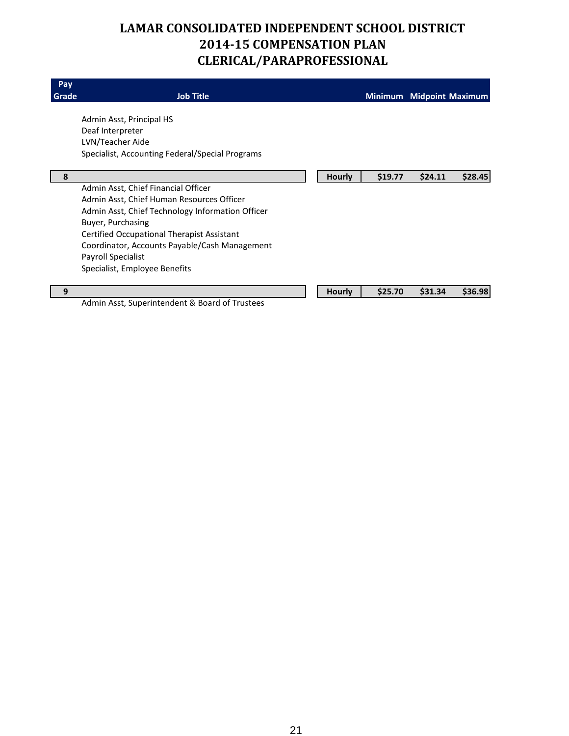# LAMAR CONSOLIDATED INDEPENDENT SCHOOL DISTRICT
# 2014-15 COMPENSATION PLAN
# CLERICAL/PARAPROFESSIONAL

| Pay Grade | Job Title | | Minimum | Midpoint | Maximum |
|---|---|---|---|---|---|
| | Admin Asst, Principal HS | | | | |
| | Deaf Interpreter | | | | |
| | LVN/Teacher Aide | | | | |
| | Specialist, Accounting Federal/Special Programs | | | | |
| **8** | | **Hourly** | **$19.77** | **$24.11** | **$28.45** |
| | Admin Asst, Chief Financial Officer | | | | |
| | Admin Asst, Chief Human Resources Officer | | | | |
| | Admin Asst, Chief Technology Information Officer | | | | |
| | Buyer, Purchasing | | | | |
| | Certified Occupational Therapist Assistant | | | | |
| | Coordinator, Accounts Payable/Cash Management | | | | |
| | Payroll Specialist | | | | |
| | Specialist, Employee Benefits | | | | |
| **9** | | **Hourly** | **$25.70** | **$31.34** | **$36.98** |
| | Admin Asst, Superintendent & Board of Trustees | | | | |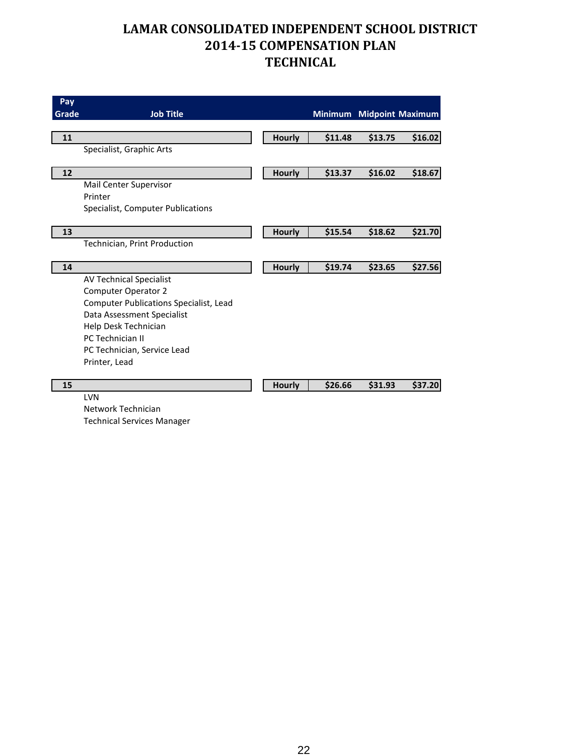# LAMAR CONSOLIDATED INDEPENDENT SCHOOL DISTRICT
## 2014-15 COMPENSATION PLAN
## TECHNICAL

| Pay Grade | Job Title | | Minimum | Midpoint | Maximum |
|---|---|---|---|---|---|
| **11** | | **Hourly** | **$11.48** | **$13.75** | **$16.02** |
| | Specialist, Graphic Arts | | | | |
| **12** | | **Hourly** | **$13.37** | **$16.02** | **$18.67** |
| | Mail Center Supervisor | | | | |
| | Printer | | | | |
| | Specialist, Computer Publications | | | | |
| **13** | | **Hourly** | **$15.54** | **$18.62** | **$21.70** |
| | Technician, Print Production | | | | |
| **14** | | **Hourly** | **$19.74** | **$23.65** | **$27.56** |
| | AV Technical Specialist | | | | |
| | Computer Operator 2 | | | | |
| | Computer Publications Specialist, Lead | | | | |
| | Data Assessment Specialist | | | | |
| | Help Desk Technician | | | | |
| | PC Technician II | | | | |
| | PC Technician, Service Lead | | | | |
| | Printer, Lead | | | | |
| **15** | | **Hourly** | **$26.66** | **$31.93** | **$37.20** |
| | LVN | | | | |
| | Network Technician | | | | |
| | Technical Services Manager | | | | |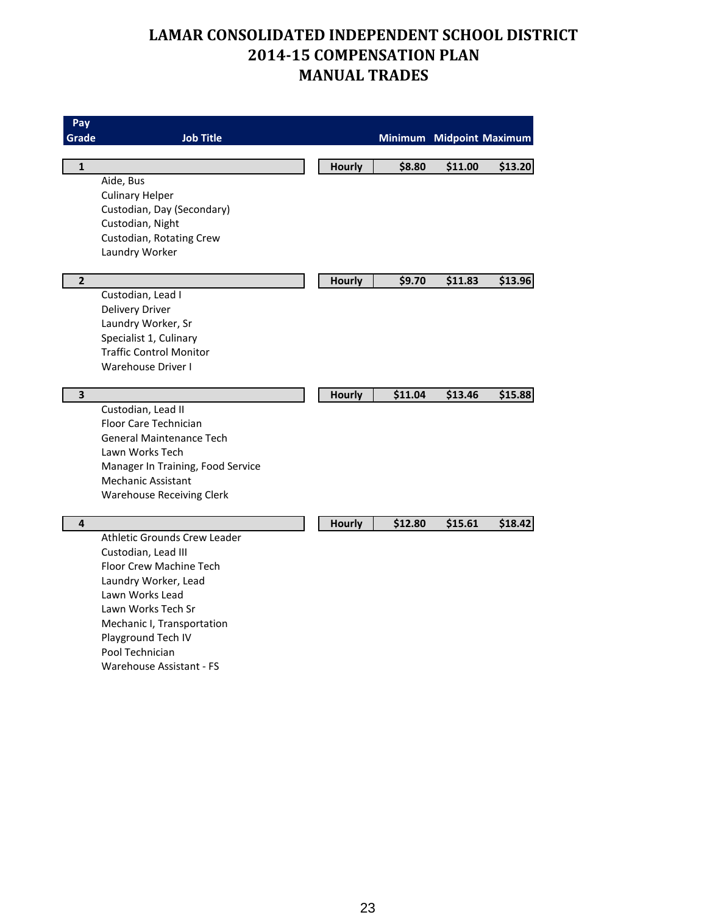# LAMAR CONSOLIDATED INDEPENDENT SCHOOL DISTRICT
# 2014-15 COMPENSATION PLAN
# MANUAL TRADES

| Pay Grade | Job Title | | Minimum | Midpoint | Maximum |
|---|---|---|---|---|---|
| **1** | | **Hourly** | **$8.80** | **$11.00** | **$13.20** |
| | Aide, Bus | | | | |
| | Culinary Helper | | | | |
| | Custodian, Day (Secondary) | | | | |
| | Custodian, Night | | | | |
| | Custodian, Rotating Crew | | | | |
| | Laundry Worker | | | | |
| **2** | | **Hourly** | **$9.70** | **$11.83** | **$13.96** |
| | Custodian, Lead I | | | | |
| | Delivery Driver | | | | |
| | Laundry Worker, Sr | | | | |
| | Specialist 1, Culinary | | | | |
| | Traffic Control Monitor | | | | |
| | Warehouse Driver I | | | | |
| **3** | | **Hourly** | **$11.04** | **$13.46** | **$15.88** |
| | Custodian, Lead II | | | | |
| | Floor Care Technician | | | | |
| | General Maintenance Tech | | | | |
| | Lawn Works Tech | | | | |
| | Manager In Training, Food Service | | | | |
| | Mechanic Assistant | | | | |
| | Warehouse Receiving Clerk | | | | |
| **4** | | **Hourly** | **$12.80** | **$15.61** | **$18.42** |
| | Athletic Grounds Crew Leader | | | | |
| | Custodian, Lead III | | | | |
| | Floor Crew Machine Tech | | | | |
| | Laundry Worker, Lead | | | | |
| | Lawn Works Lead | | | | |
| | Lawn Works Tech Sr | | | | |
| | Mechanic I, Transportation | | | | |
| | Playground Tech IV | | | | |
| | Pool Technician | | | | |
| | Warehouse Assistant - FS | | | | |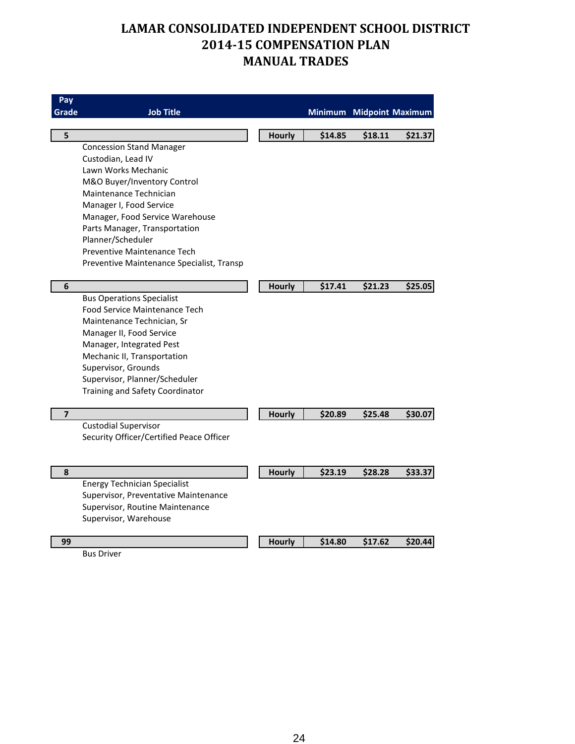# LAMAR CONSOLIDATED INDEPENDENT SCHOOL DISTRICT
# 2014-15 COMPENSATION PLAN
# MANUAL TRADES

| Pay Grade | Job Title | | Minimum | Midpoint | Maximum |
|---|---|---|---|---|---|
| **5** | | **Hourly** | **$14.85** | **$18.11** | **$21.37** |
| | Concession Stand Manager | | | | |
| | Custodian, Lead IV | | | | |
| | Lawn Works Mechanic | | | | |
| | M&O Buyer/Inventory Control | | | | |
| | Maintenance Technician | | | | |
| | Manager I, Food Service | | | | |
| | Manager, Food Service Warehouse | | | | |
| | Parts Manager, Transportation | | | | |
| | Planner/Scheduler | | | | |
| | Preventive Maintenance Tech | | | | |
| | Preventive Maintenance Specialist, Transp | | | | |
| **6** | | **Hourly** | **$17.41** | **$21.23** | **$25.05** |
| | Bus Operations Specialist | | | | |
| | Food Service Maintenance Tech | | | | |
| | Maintenance Technician, Sr | | | | |
| | Manager II, Food Service | | | | |
| | Manager, Integrated Pest | | | | |
| | Mechanic II, Transportation | | | | |
| | Supervisor, Grounds | | | | |
| | Supervisor, Planner/Scheduler | | | | |
| | Training and Safety Coordinator | | | | |
| **7** | | **Hourly** | **$20.89** | **$25.48** | **$30.07** |
| | Custodial Supervisor | | | | |
| | Security Officer/Certified Peace Officer | | | | |
| **8** | | **Hourly** | **$23.19** | **$28.28** | **$33.37** |
| | Energy Technician Specialist | | | | |
| | Supervisor, Preventative Maintenance | | | | |
| | Supervisor, Routine Maintenance | | | | |
| | Supervisor, Warehouse | | | | |
| **99** | | **Hourly** | **$14.80** | **$17.62** | **$20.44** |
| | Bus Driver | | | | |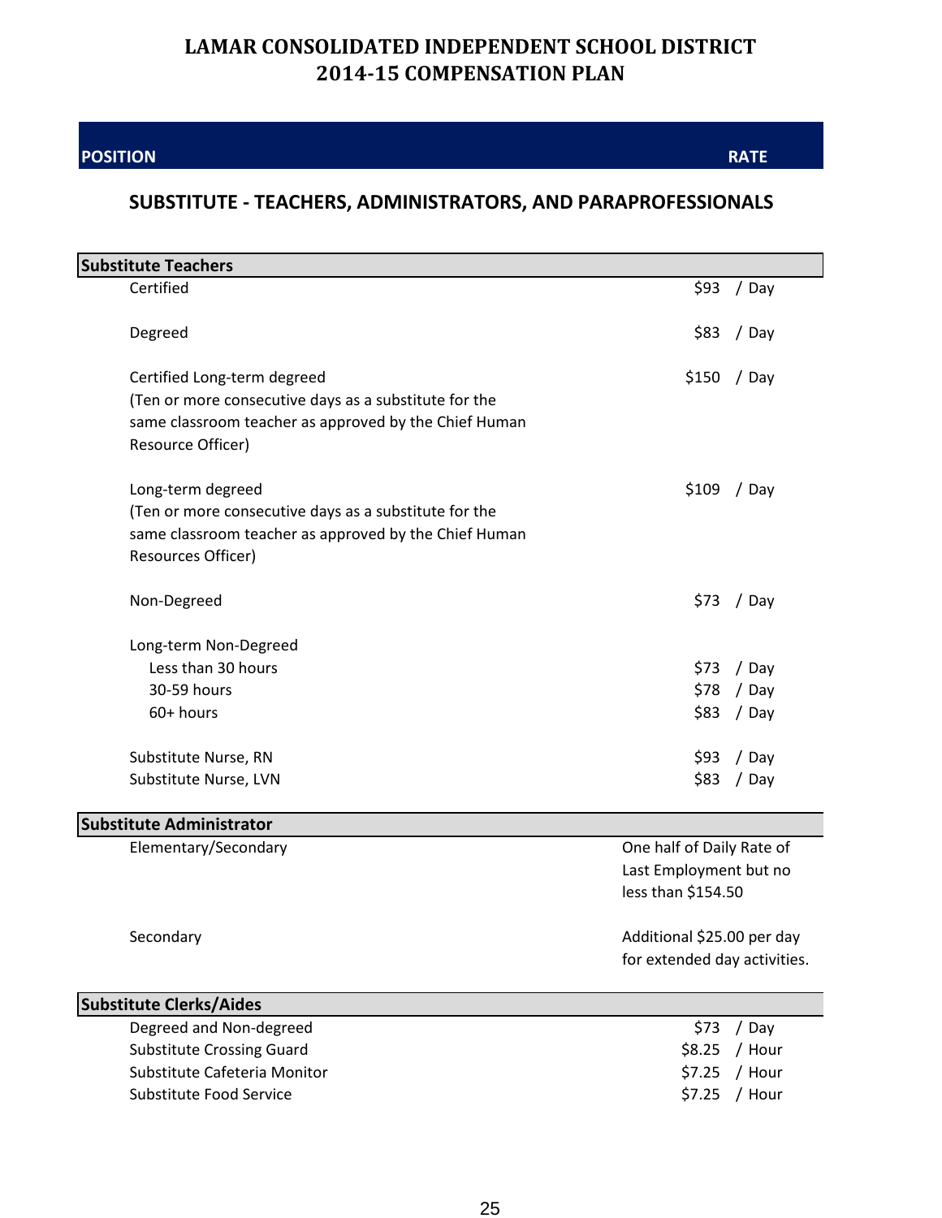# LAMAR CONSOLIDATED INDEPENDENT SCHOOL DISTRICT
# 2014-15 COMPENSATION PLAN

| POSITION | RATE |
| --- | --- |

## SUBSTITUTE - TEACHERS, ADMINISTRATORS, AND PARAPROFESSIONALS

| Substitute Teachers | |
| --- | --- |
| Certified | $93 / Day |
| Degreed | $83 / Day |
| Certified Long-term degreed (Ten or more consecutive days as a substitute for the same classroom teacher as approved by the Chief Human Resource Officer) | $150 / Day |
| Long-term degreed (Ten or more consecutive days as a substitute for the same classroom teacher as approved by the Chief Human Resources Officer) | $109 / Day |
| Non-Degreed | $73 / Day |
| Long-term Non-Degreed | |
| Less than 30 hours | $73 / Day |
| 30-59 hours | $78 / Day |
| 60+ hours | $83 / Day |
| Substitute Nurse, RN | $93 / Day |
| Substitute Nurse, LVN | $83 / Day |

| Substitute Administrator | |
| --- | --- |
| Elementary/Secondary | One half of Daily Rate of Last Employment but no less than $154.50 |
| Secondary | Additional $25.00 per day for extended day activities. |

| Substitute Clerks/Aides | |
| --- | --- |
| Degreed and Non-degreed | $73 / Day |
| Substitute Crossing Guard | $8.25 / Hour |
| Substitute Cafeteria Monitor | $7.25 / Hour |
| Substitute Food Service | $7.25 / Hour |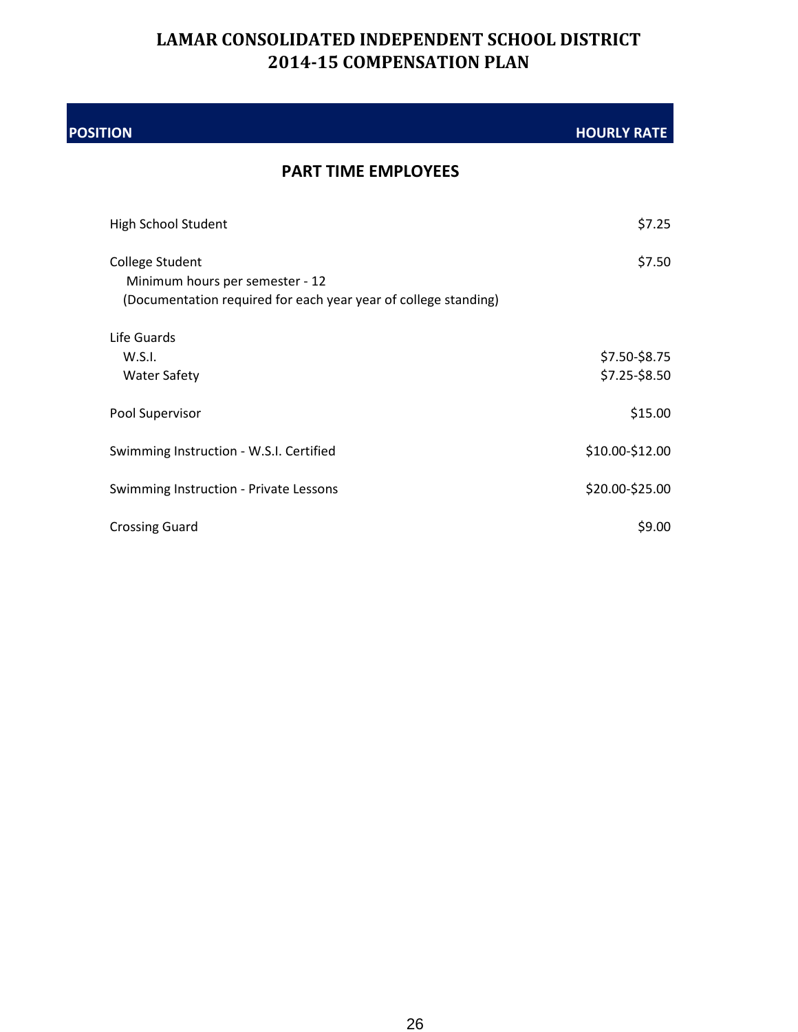# LAMAR CONSOLIDATED INDEPENDENT SCHOOL DISTRICT
# 2014-15 COMPENSATION PLAN

| POSITION | HOURLY RATE |
| --- | --- |

## PART TIME EMPLOYEES

| Position | Hourly Rate |
| --- | --- |
| High School Student | $7.25 |
| College Student | $7.50 |
| Minimum hours per semester - 12 | |
| (Documentation required for each year year of college standing) | |
| Life Guards | |
| W.S.I. | $7.50-$8.75 |
| Water Safety | $7.25-$8.50 |
| Pool Supervisor | $15.00 |
| Swimming Instruction - W.S.I. Certified | $10.00-$12.00 |
| Swimming Instruction - Private Lessons | $20.00-$25.00 |
| Crossing Guard | $9.00 |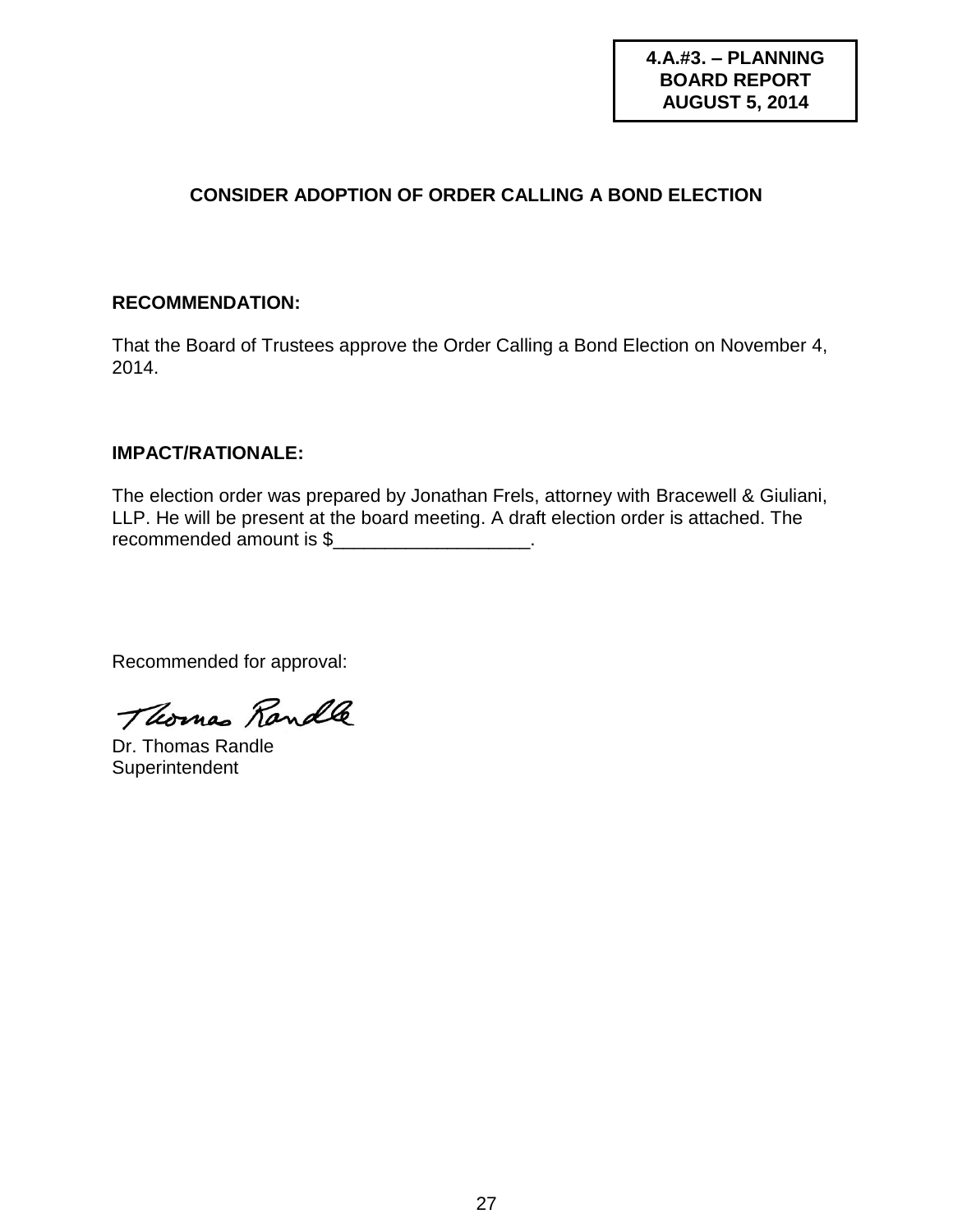**4.A.#3. – PLANNING BOARD REPORT AUGUST 5, 2014**

# CONSIDER ADOPTION OF ORDER CALLING A BOND ELECTION

**RECOMMENDATION:**

That the Board of Trustees approve the Order Calling a Bond Election on November 4, 2014.

**IMPACT/RATIONALE:**

The election order was prepared by Jonathan Frels, attorney with Bracewell & Giuliani, LLP. He will be present at the board meeting. A draft election order is attached. The recommended amount is $___________________.

Recommended for approval:

Thomas Randle

Dr. Thomas Randle
Superintendent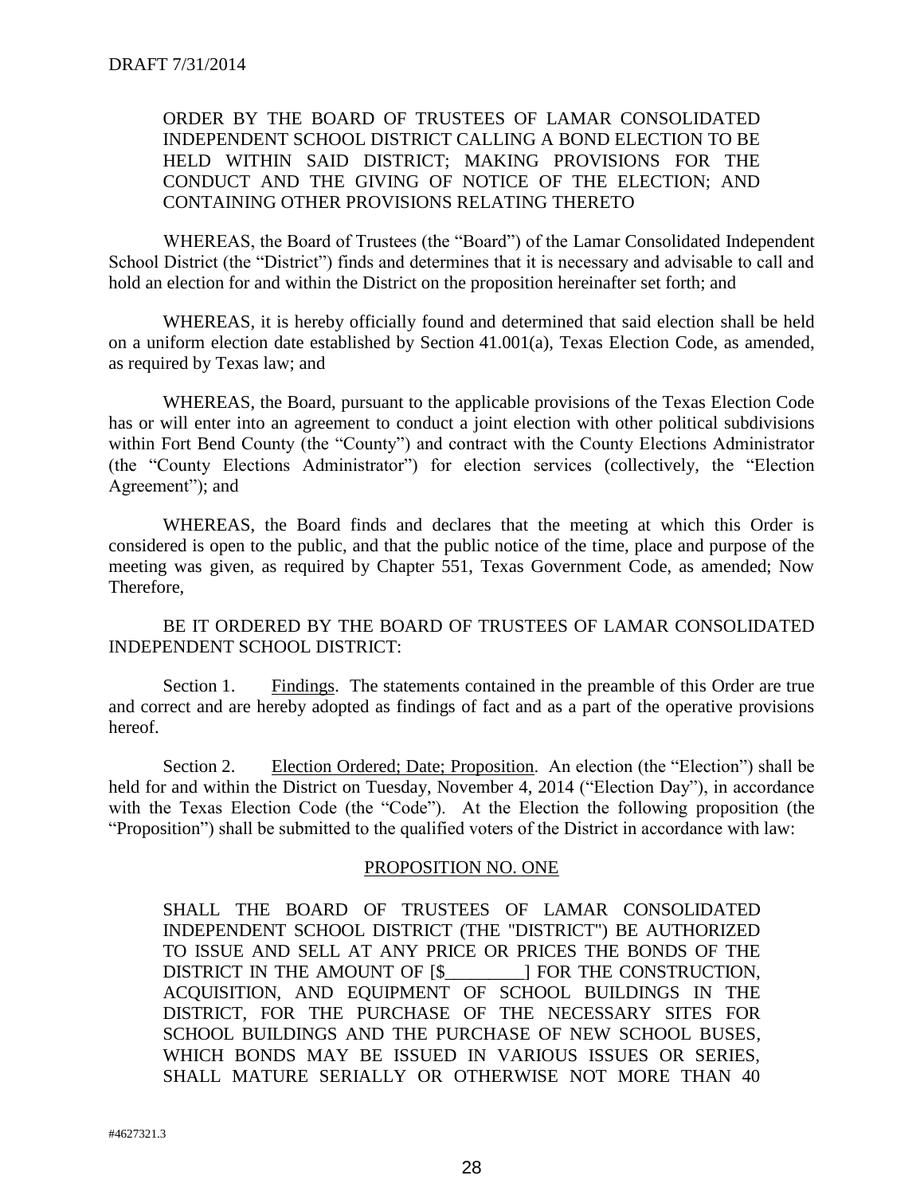DRAFT 7/31/2014

ORDER BY THE BOARD OF TRUSTEES OF LAMAR CONSOLIDATED INDEPENDENT SCHOOL DISTRICT CALLING A BOND ELECTION TO BE HELD WITHIN SAID DISTRICT; MAKING PROVISIONS FOR THE CONDUCT AND THE GIVING OF NOTICE OF THE ELECTION; AND CONTAINING OTHER PROVISIONS RELATING THERETO

WHEREAS, the Board of Trustees (the "Board") of the Lamar Consolidated Independent School District (the "District") finds and determines that it is necessary and advisable to call and hold an election for and within the District on the proposition hereinafter set forth; and

WHEREAS, it is hereby officially found and determined that said election shall be held on a uniform election date established by Section 41.001(a), Texas Election Code, as amended, as required by Texas law; and

WHEREAS, the Board, pursuant to the applicable provisions of the Texas Election Code has or will enter into an agreement to conduct a joint election with other political subdivisions within Fort Bend County (the "County") and contract with the County Elections Administrator (the "County Elections Administrator") for election services (collectively, the "Election Agreement"); and

WHEREAS, the Board finds and declares that the meeting at which this Order is considered is open to the public, and that the public notice of the time, place and purpose of the meeting was given, as required by Chapter 551, Texas Government Code, as amended; Now Therefore,

BE IT ORDERED BY THE BOARD OF TRUSTEES OF LAMAR CONSOLIDATED INDEPENDENT SCHOOL DISTRICT:

Section 1. Findings. The statements contained in the preamble of this Order are true and correct and are hereby adopted as findings of fact and as a part of the operative provisions hereof.

Section 2. Election Ordered; Date; Proposition. An election (the "Election") shall be held for and within the District on Tuesday, November 4, 2014 ("Election Day"), in accordance with the Texas Election Code (the "Code"). At the Election the following proposition (the "Proposition") shall be submitted to the qualified voters of the District in accordance with law:

PROPOSITION NO. ONE

SHALL THE BOARD OF TRUSTEES OF LAMAR CONSOLIDATED INDEPENDENT SCHOOL DISTRICT (THE "DISTRICT") BE AUTHORIZED TO ISSUE AND SELL AT ANY PRICE OR PRICES THE BONDS OF THE DISTRICT IN THE AMOUNT OF [$_________] FOR THE CONSTRUCTION, ACQUISITION, AND EQUIPMENT OF SCHOOL BUILDINGS IN THE DISTRICT, FOR THE PURCHASE OF THE NECESSARY SITES FOR SCHOOL BUILDINGS AND THE PURCHASE OF NEW SCHOOL BUSES, WHICH BONDS MAY BE ISSUED IN VARIOUS ISSUES OR SERIES, SHALL MATURE SERIALLY OR OTHERWISE NOT MORE THAN 40

#4627321.3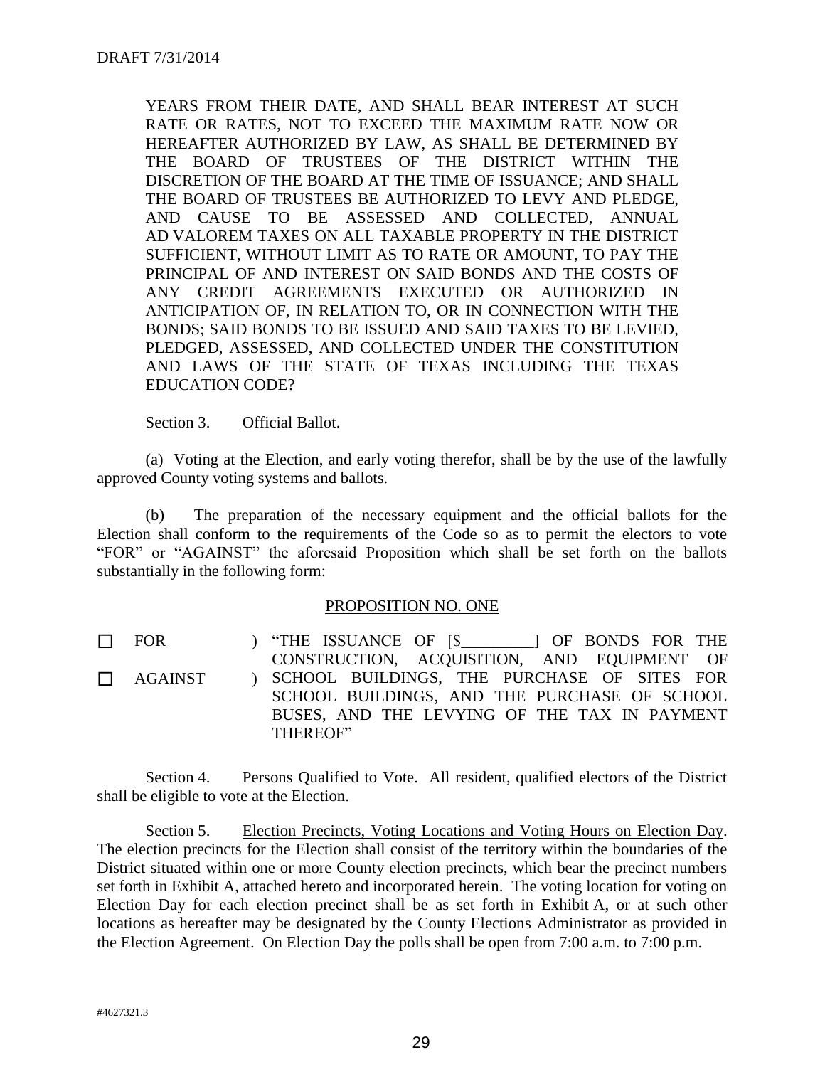DRAFT 7/31/2014

YEARS FROM THEIR DATE, AND SHALL BEAR INTEREST AT SUCH RATE OR RATES, NOT TO EXCEED THE MAXIMUM RATE NOW OR HEREAFTER AUTHORIZED BY LAW, AS SHALL BE DETERMINED BY THE BOARD OF TRUSTEES OF THE DISTRICT WITHIN THE DISCRETION OF THE BOARD AT THE TIME OF ISSUANCE; AND SHALL THE BOARD OF TRUSTEES BE AUTHORIZED TO LEVY AND PLEDGE, AND CAUSE TO BE ASSESSED AND COLLECTED, ANNUAL AD VALOREM TAXES ON ALL TAXABLE PROPERTY IN THE DISTRICT SUFFICIENT, WITHOUT LIMIT AS TO RATE OR AMOUNT, TO PAY THE PRINCIPAL OF AND INTEREST ON SAID BONDS AND THE COSTS OF ANY CREDIT AGREEMENTS EXECUTED OR AUTHORIZED IN ANTICIPATION OF, IN RELATION TO, OR IN CONNECTION WITH THE BONDS; SAID BONDS TO BE ISSUED AND SAID TAXES TO BE LEVIED, PLEDGED, ASSESSED, AND COLLECTED UNDER THE CONSTITUTION AND LAWS OF THE STATE OF TEXAS INCLUDING THE TEXAS EDUCATION CODE?

Section 3. Official Ballot.

(a) Voting at the Election, and early voting therefor, shall be by the use of the lawfully approved County voting systems and ballots.

(b) The preparation of the necessary equipment and the official ballots for the Election shall conform to the requirements of the Code so as to permit the electors to vote "FOR" or "AGAINST" the aforesaid Proposition which shall be set forth on the ballots substantially in the following form:

PROPOSITION NO. ONE

☐ FOR ) "THE ISSUANCE OF [$________] OF BONDS FOR THE CONSTRUCTION, ACQUISITION, AND EQUIPMENT OF
☐ AGAINST ) SCHOOL BUILDINGS, THE PURCHASE OF SITES FOR SCHOOL BUILDINGS, AND THE PURCHASE OF SCHOOL BUSES, AND THE LEVYING OF THE TAX IN PAYMENT THEREOF"

Section 4. Persons Qualified to Vote. All resident, qualified electors of the District shall be eligible to vote at the Election.

Section 5. Election Precincts, Voting Locations and Voting Hours on Election Day. The election precincts for the Election shall consist of the territory within the boundaries of the District situated within one or more County election precincts, which bear the precinct numbers set forth in Exhibit A, attached hereto and incorporated herein. The voting location for voting on Election Day for each election precinct shall be as set forth in Exhibit A, or at such other locations as hereafter may be designated by the County Elections Administrator as provided in the Election Agreement. On Election Day the polls shall be open from 7:00 a.m. to 7:00 p.m.

#4627321.3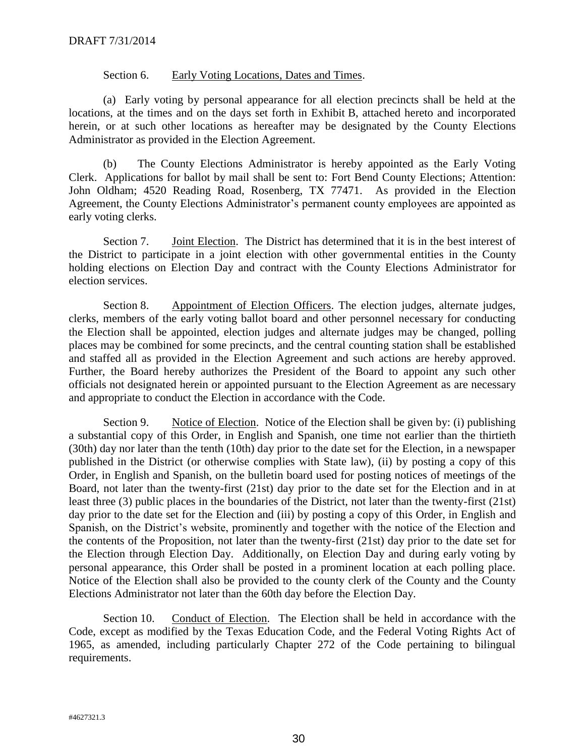DRAFT 7/31/2014

Section 6. Early Voting Locations, Dates and Times.

(a) Early voting by personal appearance for all election precincts shall be held at the locations, at the times and on the days set forth in Exhibit B, attached hereto and incorporated herein, or at such other locations as hereafter may be designated by the County Elections Administrator as provided in the Election Agreement.

(b) The County Elections Administrator is hereby appointed as the Early Voting Clerk. Applications for ballot by mail shall be sent to: Fort Bend County Elections; Attention: John Oldham; 4520 Reading Road, Rosenberg, TX 77471. As provided in the Election Agreement, the County Elections Administrator's permanent county employees are appointed as early voting clerks.

Section 7. Joint Election. The District has determined that it is in the best interest of the District to participate in a joint election with other governmental entities in the County holding elections on Election Day and contract with the County Elections Administrator for election services.

Section 8. Appointment of Election Officers. The election judges, alternate judges, clerks, members of the early voting ballot board and other personnel necessary for conducting the Election shall be appointed, election judges and alternate judges may be changed, polling places may be combined for some precincts, and the central counting station shall be established and staffed all as provided in the Election Agreement and such actions are hereby approved. Further, the Board hereby authorizes the President of the Board to appoint any such other officials not designated herein or appointed pursuant to the Election Agreement as are necessary and appropriate to conduct the Election in accordance with the Code.

Section 9. Notice of Election. Notice of the Election shall be given by: (i) publishing a substantial copy of this Order, in English and Spanish, one time not earlier than the thirtieth (30th) day nor later than the tenth (10th) day prior to the date set for the Election, in a newspaper published in the District (or otherwise complies with State law), (ii) by posting a copy of this Order, in English and Spanish, on the bulletin board used for posting notices of meetings of the Board, not later than the twenty-first (21st) day prior to the date set for the Election and in at least three (3) public places in the boundaries of the District, not later than the twenty-first (21st) day prior to the date set for the Election and (iii) by posting a copy of this Order, in English and Spanish, on the District's website, prominently and together with the notice of the Election and the contents of the Proposition, not later than the twenty-first (21st) day prior to the date set for the Election through Election Day. Additionally, on Election Day and during early voting by personal appearance, this Order shall be posted in a prominent location at each polling place. Notice of the Election shall also be provided to the county clerk of the County and the County Elections Administrator not later than the 60th day before the Election Day.

Section 10. Conduct of Election. The Election shall be held in accordance with the Code, except as modified by the Texas Education Code, and the Federal Voting Rights Act of 1965, as amended, including particularly Chapter 272 of the Code pertaining to bilingual requirements.

#4627321.3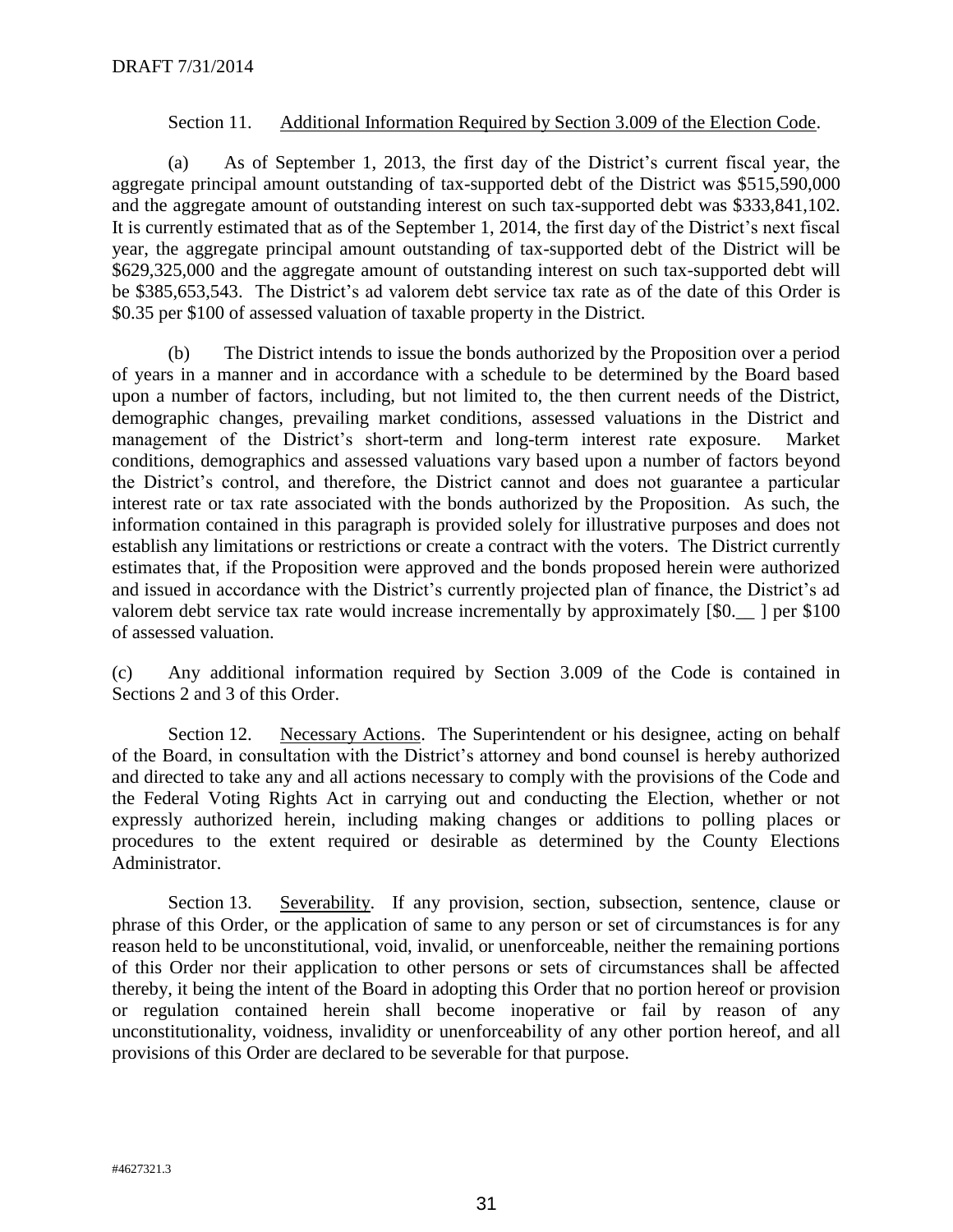DRAFT 7/31/2014

Section 11. Additional Information Required by Section 3.009 of the Election Code.

(a) As of September 1, 2013, the first day of the District's current fiscal year, the aggregate principal amount outstanding of tax-supported debt of the District was $515,590,000 and the aggregate amount of outstanding interest on such tax-supported debt was $333,841,102. It is currently estimated that as of the September 1, 2014, the first day of the District's next fiscal year, the aggregate principal amount outstanding of tax-supported debt of the District will be $629,325,000 and the aggregate amount of outstanding interest on such tax-supported debt will be $385,653,543. The District's ad valorem debt service tax rate as of the date of this Order is $0.35 per $100 of assessed valuation of taxable property in the District.

(b) The District intends to issue the bonds authorized by the Proposition over a period of years in a manner and in accordance with a schedule to be determined by the Board based upon a number of factors, including, but not limited to, the then current needs of the District, demographic changes, prevailing market conditions, assessed valuations in the District and management of the District's short-term and long-term interest rate exposure. Market conditions, demographics and assessed valuations vary based upon a number of factors beyond the District's control, and therefore, the District cannot and does not guarantee a particular interest rate or tax rate associated with the bonds authorized by the Proposition. As such, the information contained in this paragraph is provided solely for illustrative purposes and does not establish any limitations or restrictions or create a contract with the voters. The District currently estimates that, if the Proposition were approved and the bonds proposed herein were authorized and issued in accordance with the District's currently projected plan of finance, the District's ad valorem debt service tax rate would increase incrementally by approximately [$0.__ ] per $100 of assessed valuation.

(c) Any additional information required by Section 3.009 of the Code is contained in Sections 2 and 3 of this Order.

Section 12. Necessary Actions. The Superintendent or his designee, acting on behalf of the Board, in consultation with the District's attorney and bond counsel is hereby authorized and directed to take any and all actions necessary to comply with the provisions of the Code and the Federal Voting Rights Act in carrying out and conducting the Election, whether or not expressly authorized herein, including making changes or additions to polling places or procedures to the extent required or desirable as determined by the County Elections Administrator.

Section 13. Severability. If any provision, section, subsection, sentence, clause or phrase of this Order, or the application of same to any person or set of circumstances is for any reason held to be unconstitutional, void, invalid, or unenforceable, neither the remaining portions of this Order nor their application to other persons or sets of circumstances shall be affected thereby, it being the intent of the Board in adopting this Order that no portion hereof or provision or regulation contained herein shall become inoperative or fail by reason of any unconstitutionality, voidness, invalidity or unenforceability of any other portion hereof, and all provisions of this Order are declared to be severable for that purpose.

#4627321.3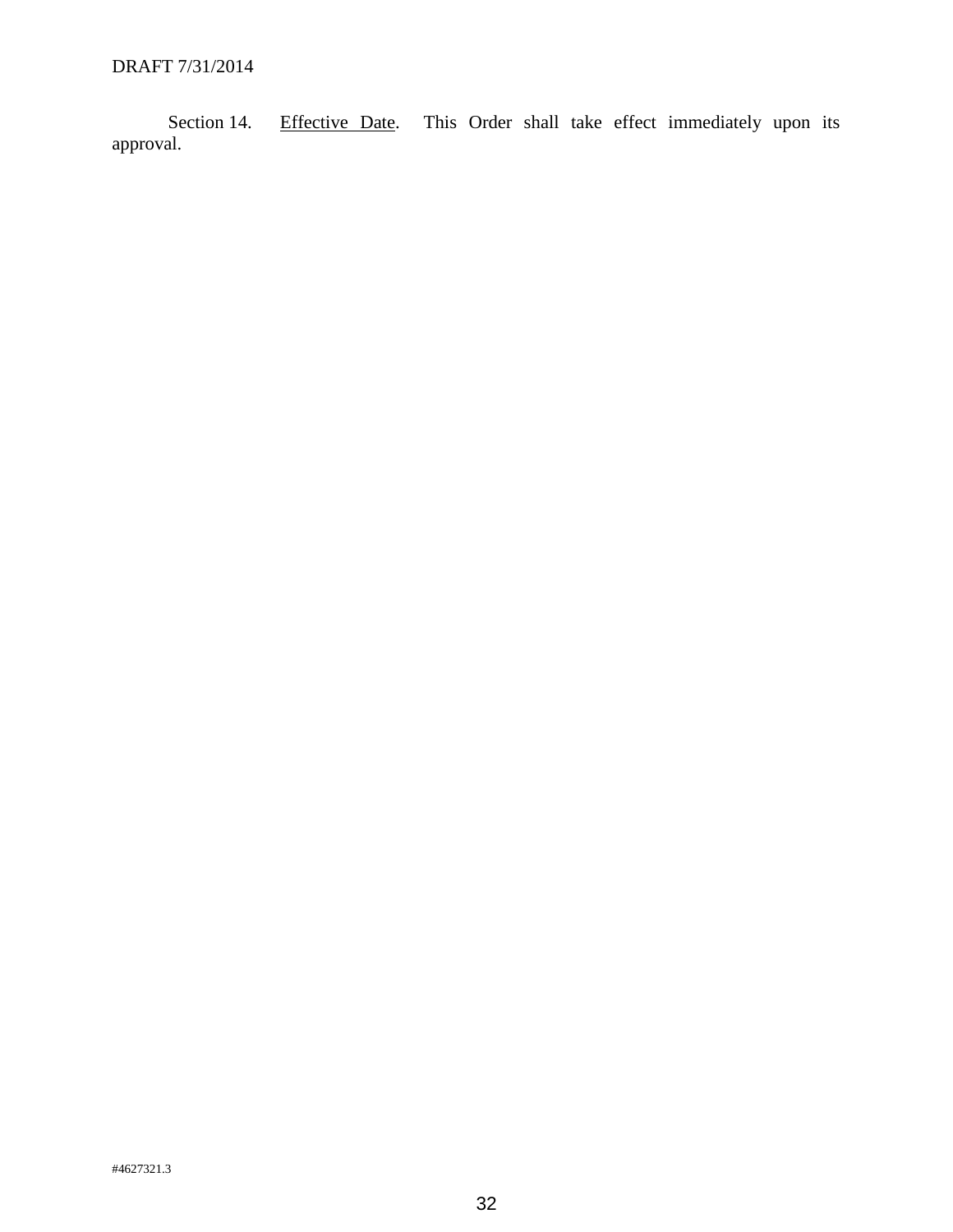Section 14. Effective Date. This Order shall take effect immediately upon its approval.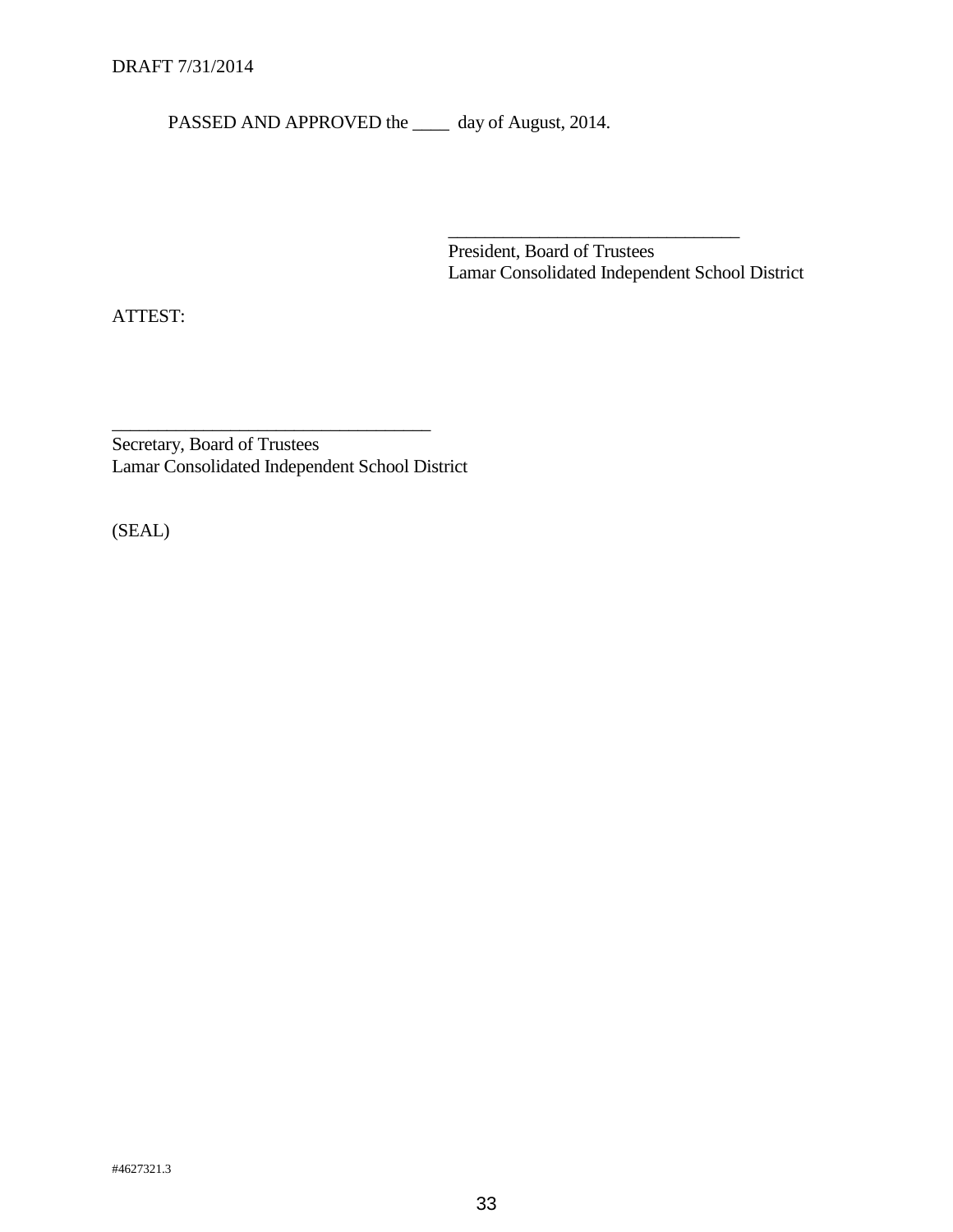DRAFT 7/31/2014

PASSED AND APPROVED the ____ day of August, 2014.

________________________________
President, Board of Trustees
Lamar Consolidated Independent School District

ATTEST:

___________________________________
Secretary, Board of Trustees
Lamar Consolidated Independent School District

(SEAL)

#4627321.3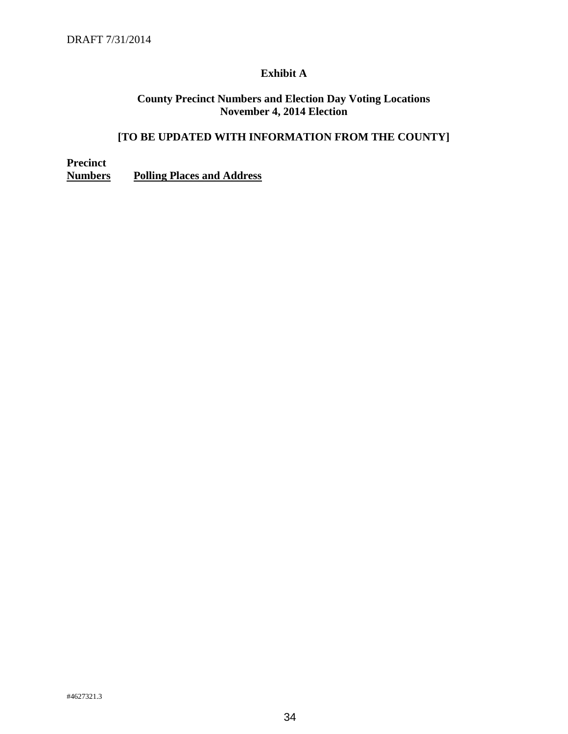DRAFT 7/31/2014

## Exhibit A

### County Precinct Numbers and Election Day Voting Locations
### November 4, 2014 Election

**[TO BE UPDATED WITH INFORMATION FROM THE COUNTY]**

| **Precinct Numbers** | **Polling Places and Address** |
| --- | --- |

#4627321.3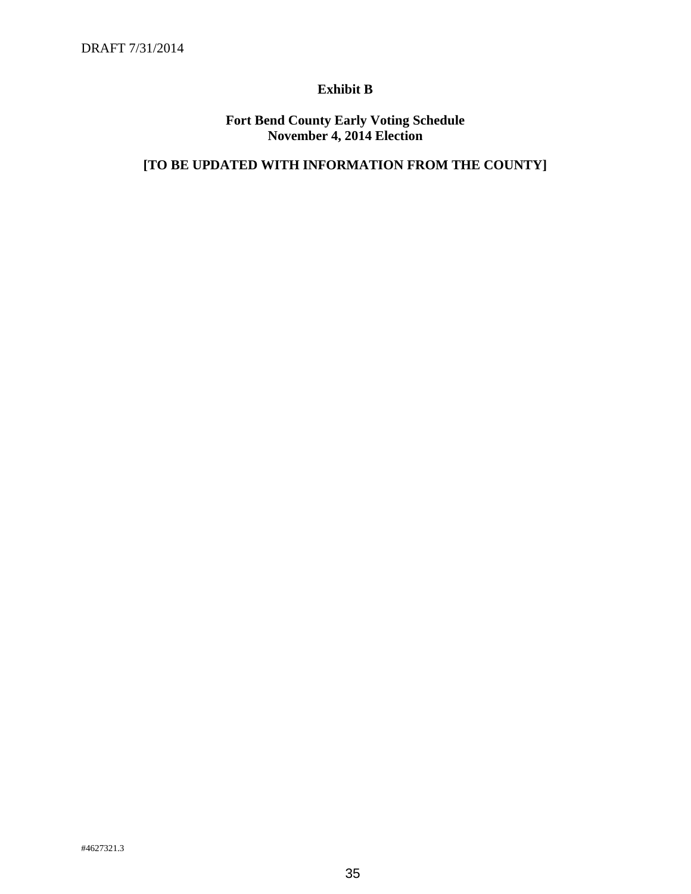DRAFT 7/31/2014

# Exhibit B

## Fort Bend County Early Voting Schedule
## November 4, 2014 Election

**[TO BE UPDATED WITH INFORMATION FROM THE COUNTY]**

#4627321.3